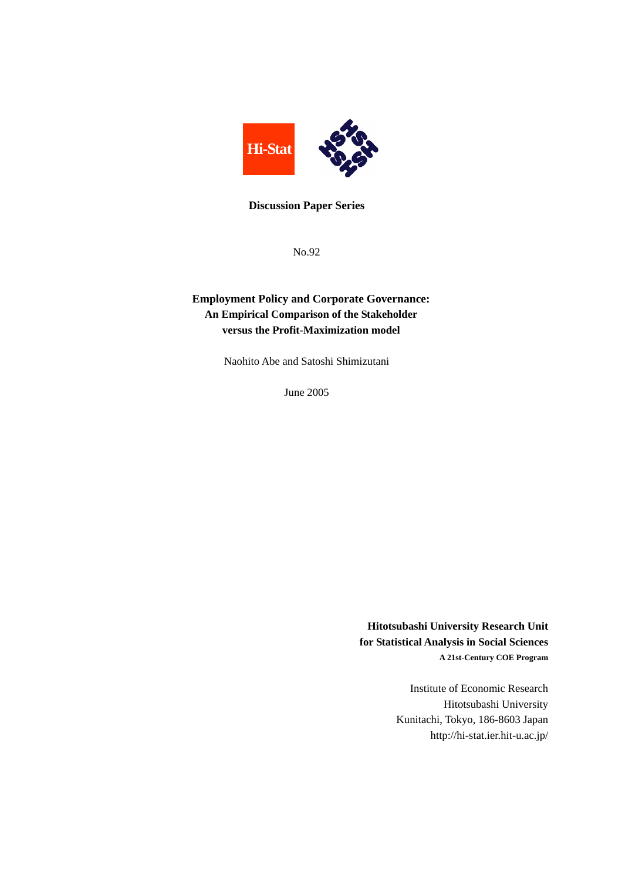Hi-Stat

**Discussion Paper Series**

No.92

# Employment Policy and Corporate Governance: An Empirical Comparison of the Stakeholder versus the Profit-Maximization model

Naohito Abe and Satoshi Shimizutani

June 2005

**Hitotsubashi University Research Unit for Statistical Analysis in Social Sciences**
**A 21st-Century COE Program**

Institute of Economic Research
Hitotsubashi University
Kunitachi, Tokyo, 186-8603 Japan
http://hi-stat.ier.hit-u.ac.jp/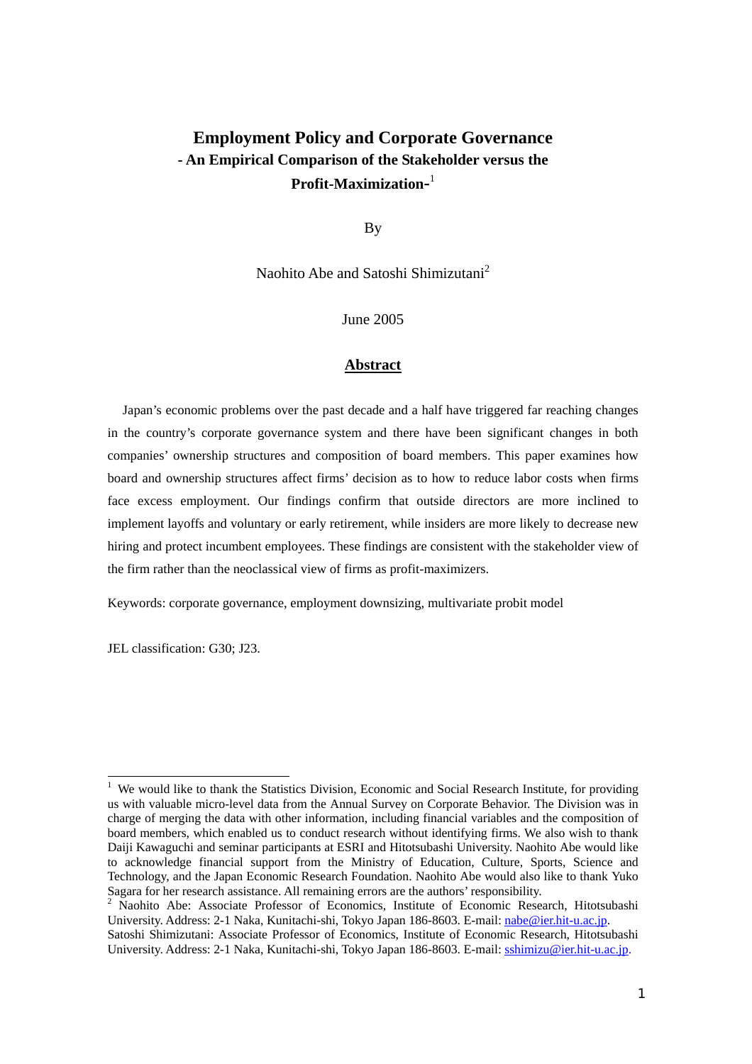# Employment Policy and Corporate Governance

## - An Empirical Comparison of the Stakeholder versus the Profit-Maximization-[1]

By

Naohito Abe and Satoshi Shimizutani[2]

June 2005

## Abstract

Japan's economic problems over the past decade and a half have triggered far reaching changes in the country's corporate governance system and there have been significant changes in both companies' ownership structures and composition of board members. This paper examines how board and ownership structures affect firms' decision as to how to reduce labor costs when firms face excess employment. Our findings confirm that outside directors are more inclined to implement layoffs and voluntary or early retirement, while insiders are more likely to decrease new hiring and protect incumbent employees. These findings are consistent with the stakeholder view of the firm rather than the neoclassical view of firms as profit-maximizers.

Keywords: corporate governance, employment downsizing, multivariate probit model

JEL classification: G30; J23.

---

[1] We would like to thank the Statistics Division, Economic and Social Research Institute, for providing us with valuable micro-level data from the Annual Survey on Corporate Behavior. The Division was in charge of merging the data with other information, including financial variables and the composition of board members, which enabled us to conduct research without identifying firms. We also wish to thank Daiji Kawaguchi and seminar participants at ESRI and Hitotsubashi University. Naohito Abe would like to acknowledge financial support from the Ministry of Education, Culture, Sports, Science and Technology, and the Japan Economic Research Foundation. Naohito Abe would also like to thank Yuko Sagara for her research assistance. All remaining errors are the authors' responsibility.

[2] Naohito Abe: Associate Professor of Economics, Institute of Economic Research, Hitotsubashi University. Address: 2-1 Naka, Kunitachi-shi, Tokyo Japan 186-8603. E-mail: nabe@ier.hit-u.ac.jp.
Satoshi Shimizutani: Associate Professor of Economics, Institute of Economic Research, Hitotsubashi University. Address: 2-1 Naka, Kunitachi-shi, Tokyo Japan 186-8603. E-mail: sshimizu@ier.hit-u.ac.jp.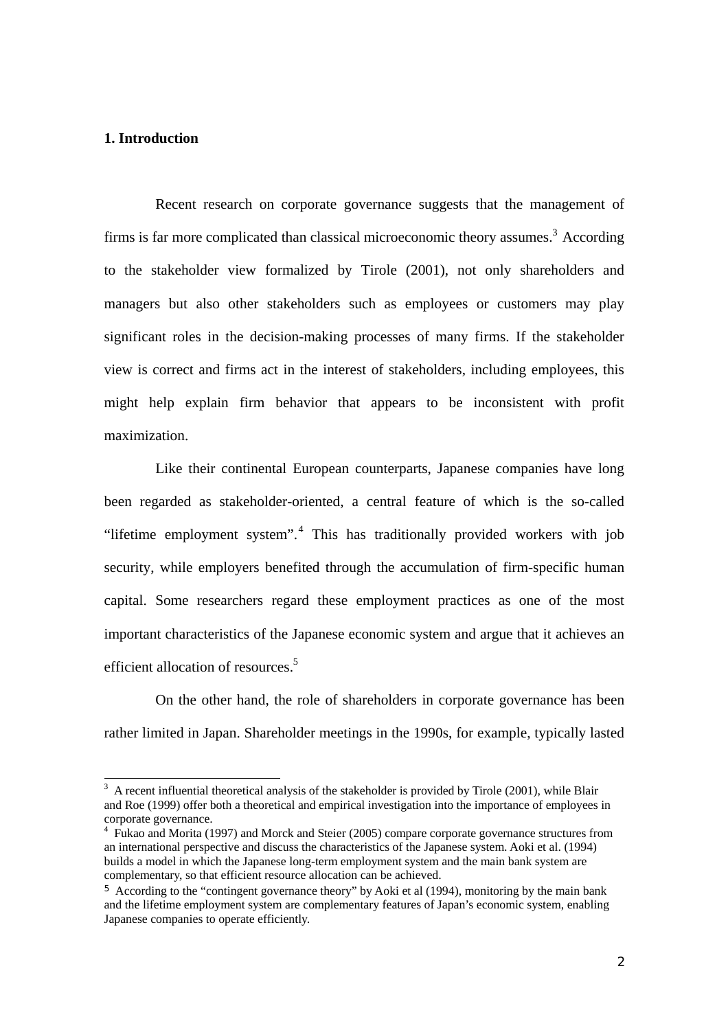## 1. Introduction

Recent research on corporate governance suggests that the management of firms is far more complicated than classical microeconomic theory assumes.[3] According to the stakeholder view formalized by Tirole (2001), not only shareholders and managers but also other stakeholders such as employees or customers may play significant roles in the decision-making processes of many firms. If the stakeholder view is correct and firms act in the interest of stakeholders, including employees, this might help explain firm behavior that appears to be inconsistent with profit maximization.

Like their continental European counterparts, Japanese companies have long been regarded as stakeholder-oriented, a central feature of which is the so-called "lifetime employment system".[4] This has traditionally provided workers with job security, while employers benefited through the accumulation of firm-specific human capital. Some researchers regard these employment practices as one of the most important characteristics of the Japanese economic system and argue that it achieves an efficient allocation of resources.[5]

On the other hand, the role of shareholders in corporate governance has been rather limited in Japan. Shareholder meetings in the 1990s, for example, typically lasted

---

[3] A recent influential theoretical analysis of the stakeholder is provided by Tirole (2001), while Blair and Roe (1999) offer both a theoretical and empirical investigation into the importance of employees in corporate governance.

[4] Fukao and Morita (1997) and Morck and Steier (2005) compare corporate governance structures from an international perspective and discuss the characteristics of the Japanese system. Aoki et al. (1994) builds a model in which the Japanese long-term employment system and the main bank system are complementary, so that efficient resource allocation can be achieved.

[5] According to the "contingent governance theory" by Aoki et al (1994), monitoring by the main bank and the lifetime employment system are complementary features of Japan's economic system, enabling Japanese companies to operate efficiently.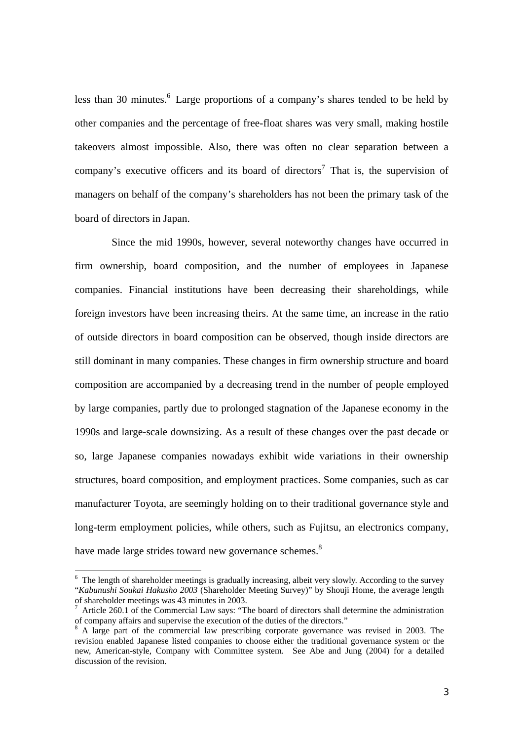less than 30 minutes.[6] Large proportions of a company's shares tended to be held by other companies and the percentage of free-float shares was very small, making hostile takeovers almost impossible. Also, there was often no clear separation between a company's executive officers and its board of directors[7] That is, the supervision of managers on behalf of the company's shareholders has not been the primary task of the board of directors in Japan.

Since the mid 1990s, however, several noteworthy changes have occurred in firm ownership, board composition, and the number of employees in Japanese companies. Financial institutions have been decreasing their shareholdings, while foreign investors have been increasing theirs. At the same time, an increase in the ratio of outside directors in board composition can be observed, though inside directors are still dominant in many companies. These changes in firm ownership structure and board composition are accompanied by a decreasing trend in the number of people employed by large companies, partly due to prolonged stagnation of the Japanese economy in the 1990s and large-scale downsizing. As a result of these changes over the past decade or so, large Japanese companies nowadays exhibit wide variations in their ownership structures, board composition, and employment practices. Some companies, such as car manufacturer Toyota, are seemingly holding on to their traditional governance style and long-term employment policies, while others, such as Fujitsu, an electronics company, have made large strides toward new governance schemes.[8]

---

[6] The length of shareholder meetings is gradually increasing, albeit very slowly. According to the survey "*Kabunushi Soukai Hakusho 2003* (Shareholder Meeting Survey)" by Shouji Home, the average length of shareholder meetings was 43 minutes in 2003.

[7] Article 260.1 of the Commercial Law says: "The board of directors shall determine the administration of company affairs and supervise the execution of the duties of the directors."

[8] A large part of the commercial law prescribing corporate governance was revised in 2003. The revision enabled Japanese listed companies to choose either the traditional governance system or the new, American-style, Company with Committee system. See Abe and Jung (2004) for a detailed discussion of the revision.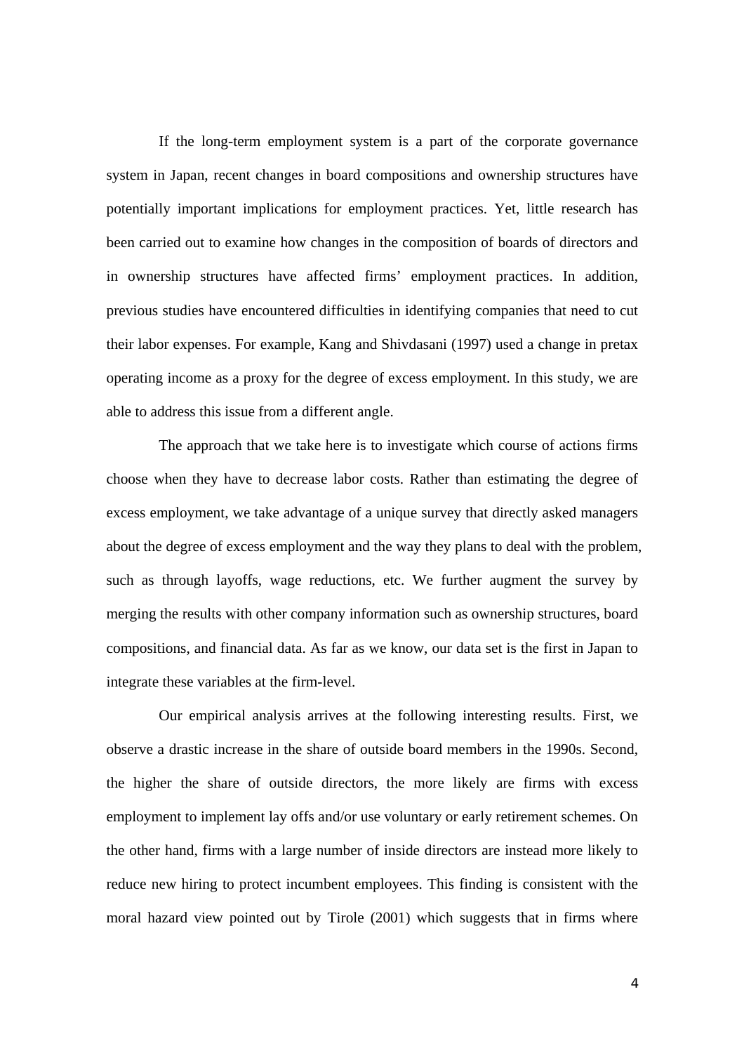If the long-term employment system is a part of the corporate governance system in Japan, recent changes in board compositions and ownership structures have potentially important implications for employment practices. Yet, little research has been carried out to examine how changes in the composition of boards of directors and in ownership structures have affected firms' employment practices. In addition, previous studies have encountered difficulties in identifying companies that need to cut their labor expenses. For example, Kang and Shivdasani (1997) used a change in pretax operating income as a proxy for the degree of excess employment. In this study, we are able to address this issue from a different angle.

The approach that we take here is to investigate which course of actions firms choose when they have to decrease labor costs. Rather than estimating the degree of excess employment, we take advantage of a unique survey that directly asked managers about the degree of excess employment and the way they plans to deal with the problem, such as through layoffs, wage reductions, etc. We further augment the survey by merging the results with other company information such as ownership structures, board compositions, and financial data. As far as we know, our data set is the first in Japan to integrate these variables at the firm-level.

Our empirical analysis arrives at the following interesting results. First, we observe a drastic increase in the share of outside board members in the 1990s. Second, the higher the share of outside directors, the more likely are firms with excess employment to implement lay offs and/or use voluntary or early retirement schemes. On the other hand, firms with a large number of inside directors are instead more likely to reduce new hiring to protect incumbent employees. This finding is consistent with the moral hazard view pointed out by Tirole (2001) which suggests that in firms where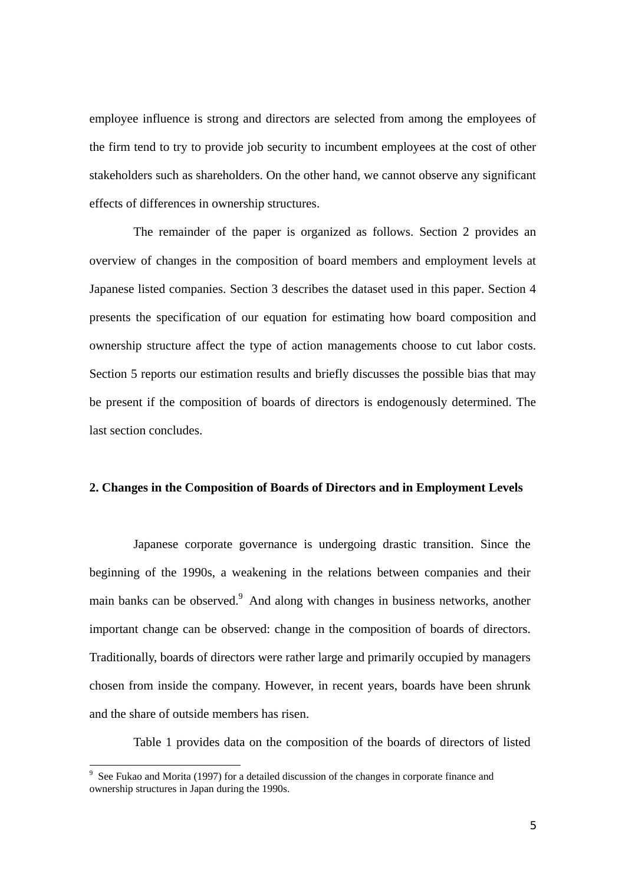employee influence is strong and directors are selected from among the employees of the firm tend to try to provide job security to incumbent employees at the cost of other stakeholders such as shareholders. On the other hand, we cannot observe any significant effects of differences in ownership structures.

The remainder of the paper is organized as follows. Section 2 provides an overview of changes in the composition of board members and employment levels at Japanese listed companies. Section 3 describes the dataset used in this paper. Section 4 presents the specification of our equation for estimating how board composition and ownership structure affect the type of action managements choose to cut labor costs. Section 5 reports our estimation results and briefly discusses the possible bias that may be present if the composition of boards of directors is endogenously determined. The last section concludes.

## 2. Changes in the Composition of Boards of Directors and in Employment Levels

Japanese corporate governance is undergoing drastic transition. Since the beginning of the 1990s, a weakening in the relations between companies and their main banks can be observed.[9] And along with changes in business networks, another important change can be observed: change in the composition of boards of directors. Traditionally, boards of directors were rather large and primarily occupied by managers chosen from inside the company. However, in recent years, boards have been shrunk and the share of outside members has risen.

Table 1 provides data on the composition of the boards of directors of listed

---

[9] See Fukao and Morita (1997) for a detailed discussion of the changes in corporate finance and ownership structures in Japan during the 1990s.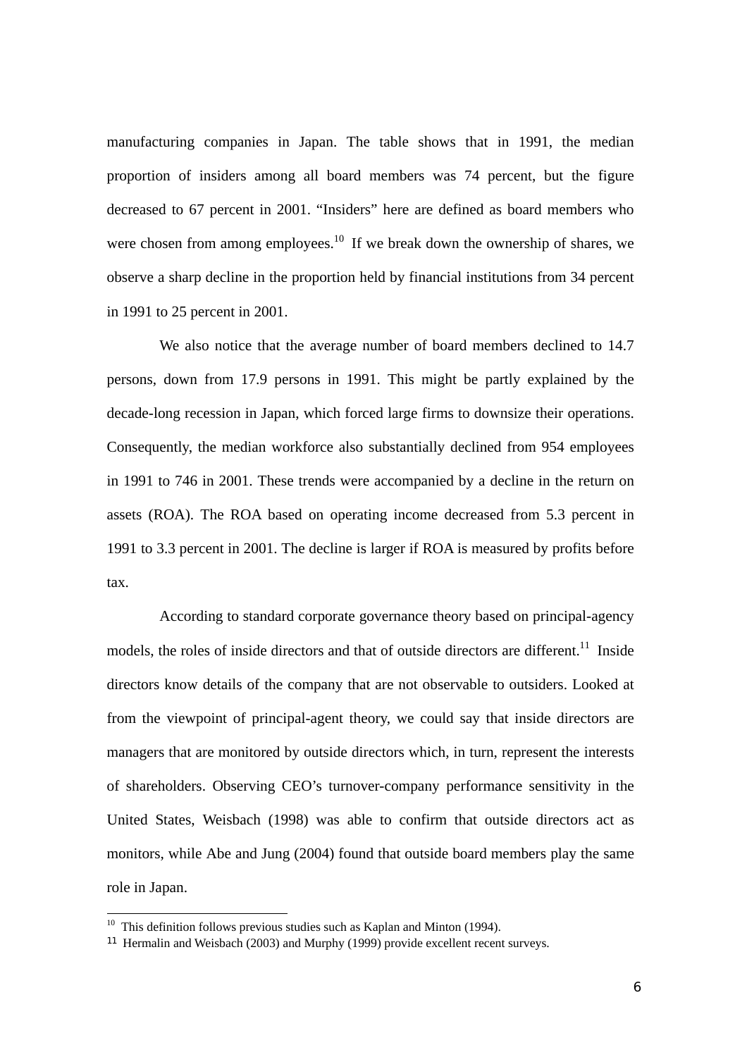manufacturing companies in Japan. The table shows that in 1991, the median proportion of insiders among all board members was 74 percent, but the figure decreased to 67 percent in 2001. “Insiders” here are defined as board members who were chosen from among employees.[10] If we break down the ownership of shares, we observe a sharp decline in the proportion held by financial institutions from 34 percent in 1991 to 25 percent in 2001.

We also notice that the average number of board members declined to 14.7 persons, down from 17.9 persons in 1991. This might be partly explained by the decade-long recession in Japan, which forced large firms to downsize their operations. Consequently, the median workforce also substantially declined from 954 employees in 1991 to 746 in 2001. These trends were accompanied by a decline in the return on assets (ROA). The ROA based on operating income decreased from 5.3 percent in 1991 to 3.3 percent in 2001. The decline is larger if ROA is measured by profits before tax.

According to standard corporate governance theory based on principal-agency models, the roles of inside directors and that of outside directors are different.[11] Inside directors know details of the company that are not observable to outsiders. Looked at from the viewpoint of principal-agent theory, we could say that inside directors are managers that are monitored by outside directors which, in turn, represent the interests of shareholders. Observing CEO’s turnover-company performance sensitivity in the United States, Weisbach (1998) was able to confirm that outside directors act as monitors, while Abe and Jung (2004) found that outside board members play the same role in Japan.

---

[10] This definition follows previous studies such as Kaplan and Minton (1994).

[11] Hermalin and Weisbach (2003) and Murphy (1999) provide excellent recent surveys.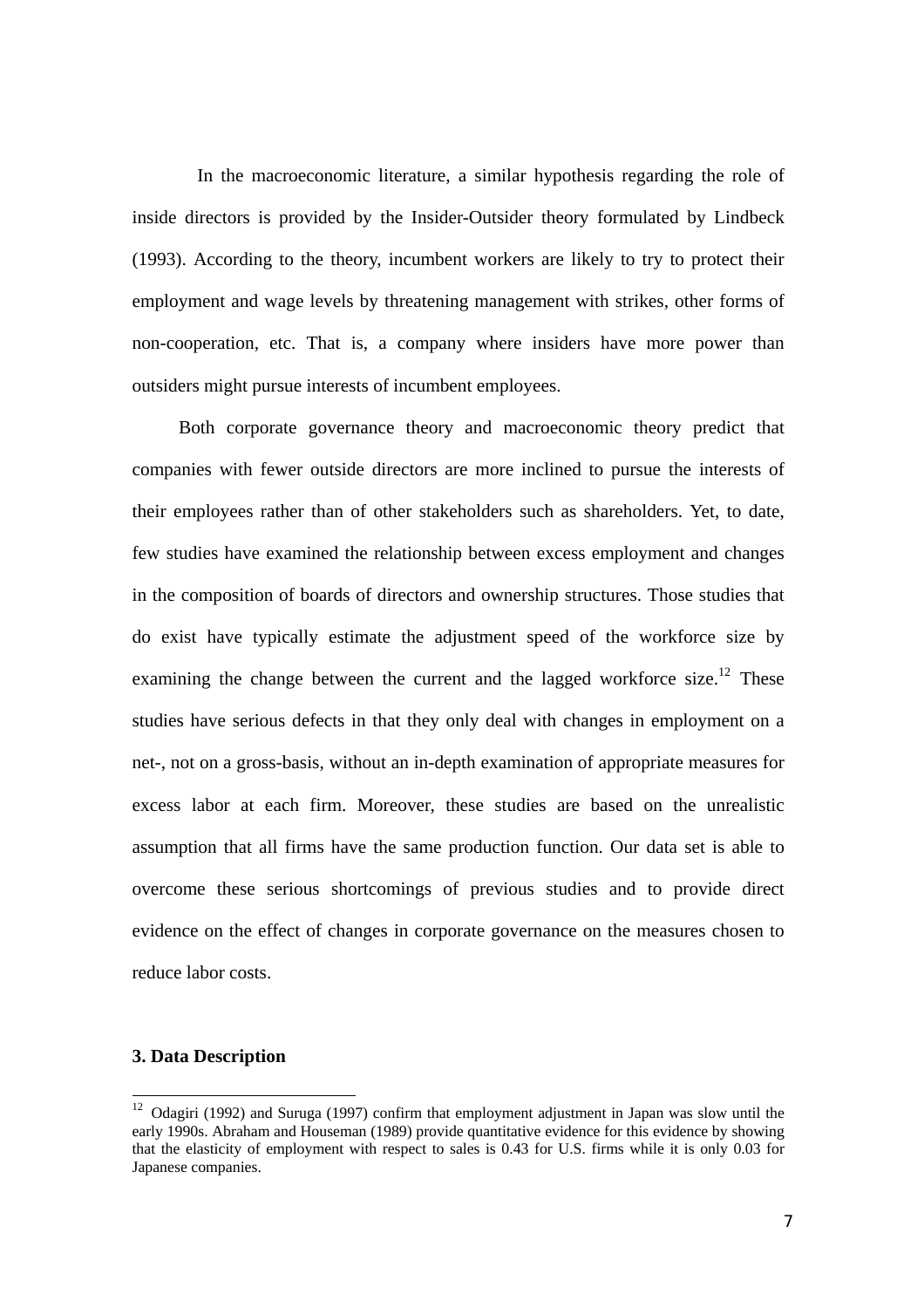In the macroeconomic literature, a similar hypothesis regarding the role of inside directors is provided by the Insider-Outsider theory formulated by Lindbeck (1993). According to the theory, incumbent workers are likely to try to protect their employment and wage levels by threatening management with strikes, other forms of non-cooperation, etc. That is, a company where insiders have more power than outsiders might pursue interests of incumbent employees.

Both corporate governance theory and macroeconomic theory predict that companies with fewer outside directors are more inclined to pursue the interests of their employees rather than of other stakeholders such as shareholders. Yet, to date, few studies have examined the relationship between excess employment and changes in the composition of boards of directors and ownership structures. Those studies that do exist have typically estimate the adjustment speed of the workforce size by examining the change between the current and the lagged workforce size.[12] These studies have serious defects in that they only deal with changes in employment on a net-, not on a gross-basis, without an in-depth examination of appropriate measures for excess labor at each firm. Moreover, these studies are based on the unrealistic assumption that all firms have the same production function. Our data set is able to overcome these serious shortcomings of previous studies and to provide direct evidence on the effect of changes in corporate governance on the measures chosen to reduce labor costs.

### 3. Data Description

[12] Odagiri (1992) and Suruga (1997) confirm that employment adjustment in Japan was slow until the early 1990s. Abraham and Houseman (1989) provide quantitative evidence for this evidence by showing that the elasticity of employment with respect to sales is 0.43 for U.S. firms while it is only 0.03 for Japanese companies.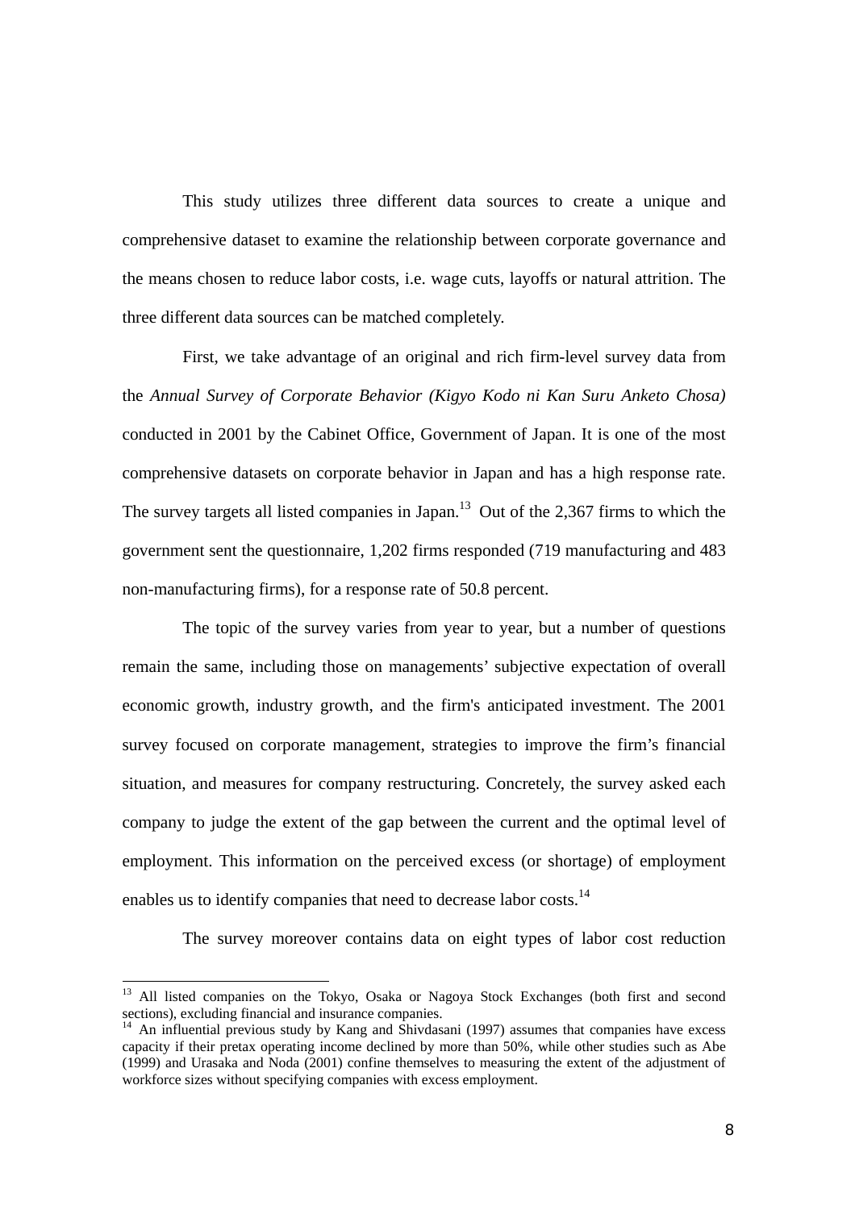This study utilizes three different data sources to create a unique and comprehensive dataset to examine the relationship between corporate governance and the means chosen to reduce labor costs, i.e. wage cuts, layoffs or natural attrition. The three different data sources can be matched completely.

First, we take advantage of an original and rich firm-level survey data from the *Annual Survey of Corporate Behavior (Kigyo Kodo ni Kan Suru Anketo Chosa)* conducted in 2001 by the Cabinet Office, Government of Japan. It is one of the most comprehensive datasets on corporate behavior in Japan and has a high response rate. The survey targets all listed companies in Japan.[13] Out of the 2,367 firms to which the government sent the questionnaire, 1,202 firms responded (719 manufacturing and 483 non-manufacturing firms), for a response rate of 50.8 percent.

The topic of the survey varies from year to year, but a number of questions remain the same, including those on managements' subjective expectation of overall economic growth, industry growth, and the firm's anticipated investment. The 2001 survey focused on corporate management, strategies to improve the firm's financial situation, and measures for company restructuring. Concretely, the survey asked each company to judge the extent of the gap between the current and the optimal level of employment. This information on the perceived excess (or shortage) of employment enables us to identify companies that need to decrease labor costs.[14]

The survey moreover contains data on eight types of labor cost reduction

---

[13] All listed companies on the Tokyo, Osaka or Nagoya Stock Exchanges (both first and second sections), excluding financial and insurance companies.

[14] An influential previous study by Kang and Shivdasani (1997) assumes that companies have excess capacity if their pretax operating income declined by more than 50%, while other studies such as Abe (1999) and Urasaka and Noda (2001) confine themselves to measuring the extent of the adjustment of workforce sizes without specifying companies with excess employment.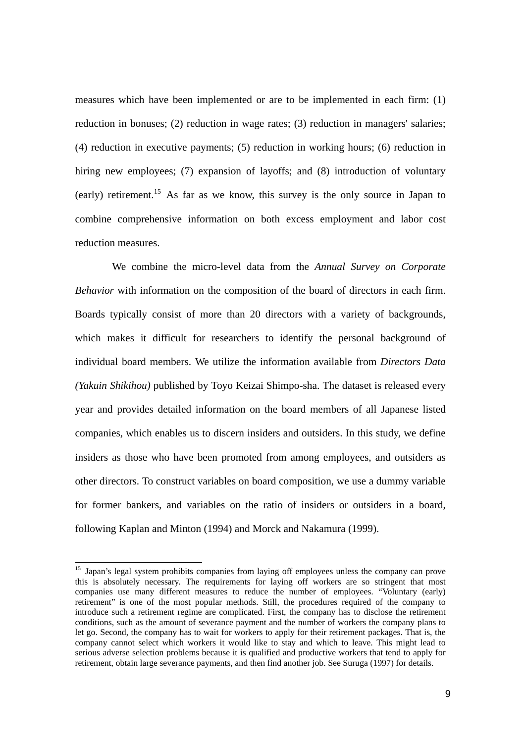measures which have been implemented or are to be implemented in each firm: (1) reduction in bonuses; (2) reduction in wage rates; (3) reduction in managers' salaries; (4) reduction in executive payments; (5) reduction in working hours; (6) reduction in hiring new employees; (7) expansion of layoffs; and (8) introduction of voluntary (early) retirement.[15] As far as we know, this survey is the only source in Japan to combine comprehensive information on both excess employment and labor cost reduction measures.

We combine the micro-level data from the *Annual Survey on Corporate Behavior* with information on the composition of the board of directors in each firm. Boards typically consist of more than 20 directors with a variety of backgrounds, which makes it difficult for researchers to identify the personal background of individual board members. We utilize the information available from *Directors Data (Yakuin Shikihou)* published by Toyo Keizai Shimpo-sha. The dataset is released every year and provides detailed information on the board members of all Japanese listed companies, which enables us to discern insiders and outsiders. In this study, we define insiders as those who have been promoted from among employees, and outsiders as other directors. To construct variables on board composition, we use a dummy variable for former bankers, and variables on the ratio of insiders or outsiders in a board, following Kaplan and Minton (1994) and Morck and Nakamura (1999).

---

[15] Japan's legal system prohibits companies from laying off employees unless the company can prove this is absolutely necessary. The requirements for laying off workers are so stringent that most companies use many different measures to reduce the number of employees. "Voluntary (early) retirement" is one of the most popular methods. Still, the procedures required of the company to introduce such a retirement regime are complicated. First, the company has to disclose the retirement conditions, such as the amount of severance payment and the number of workers the company plans to let go. Second, the company has to wait for workers to apply for their retirement packages. That is, the company cannot select which workers it would like to stay and which to leave. This might lead to serious adverse selection problems because it is qualified and productive workers that tend to apply for retirement, obtain large severance payments, and then find another job. See Suruga (1997) for details.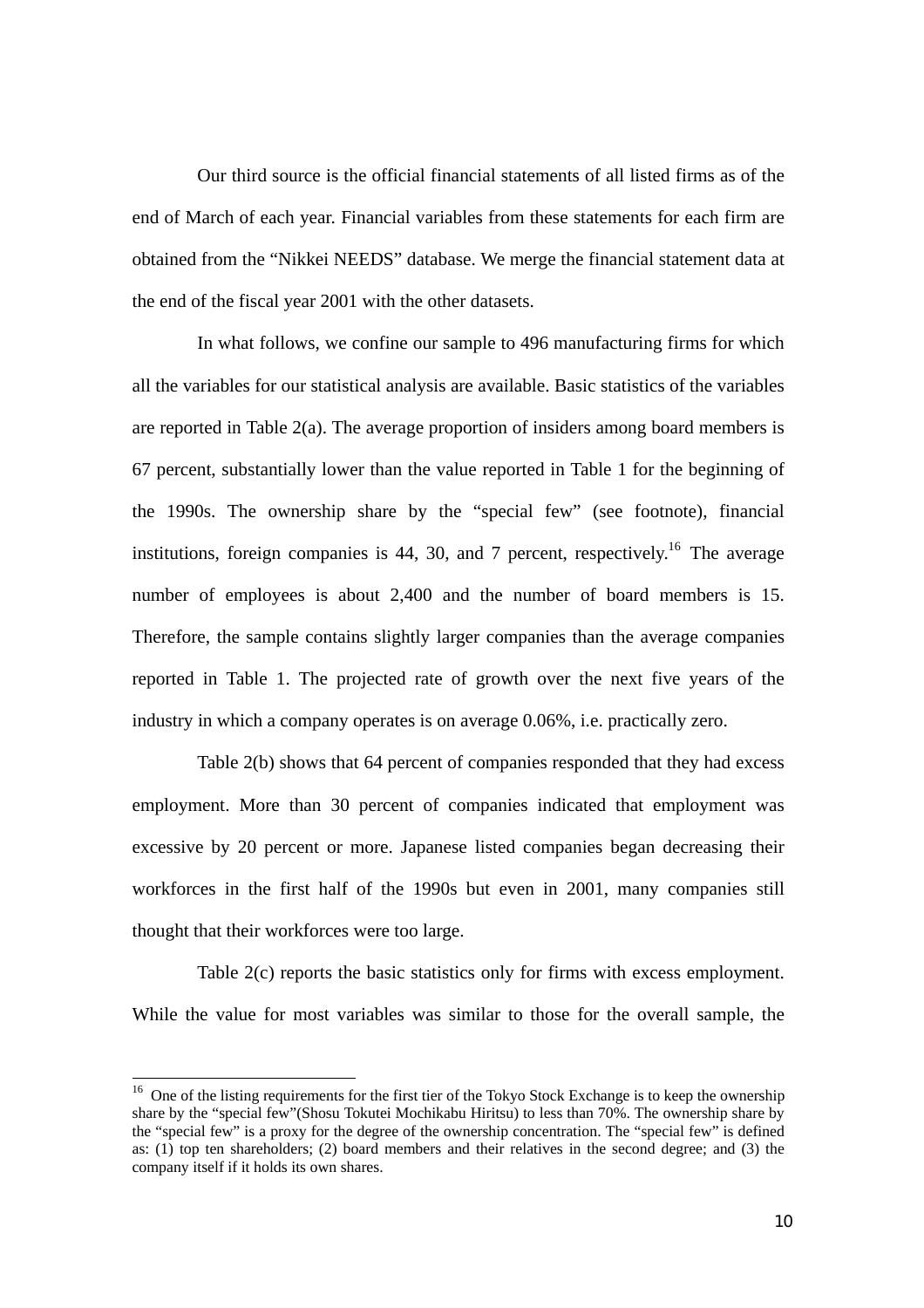Our third source is the official financial statements of all listed firms as of the end of March of each year. Financial variables from these statements for each firm are obtained from the "Nikkei NEEDS" database. We merge the financial statement data at the end of the fiscal year 2001 with the other datasets.

In what follows, we confine our sample to 496 manufacturing firms for which all the variables for our statistical analysis are available. Basic statistics of the variables are reported in Table 2(a). The average proportion of insiders among board members is 67 percent, substantially lower than the value reported in Table 1 for the beginning of the 1990s. The ownership share by the "special few" (see footnote), financial institutions, foreign companies is 44, 30, and 7 percent, respectively.[16] The average number of employees is about 2,400 and the number of board members is 15. Therefore, the sample contains slightly larger companies than the average companies reported in Table 1. The projected rate of growth over the next five years of the industry in which a company operates is on average 0.06%, i.e. practically zero.

Table 2(b) shows that 64 percent of companies responded that they had excess employment. More than 30 percent of companies indicated that employment was excessive by 20 percent or more. Japanese listed companies began decreasing their workforces in the first half of the 1990s but even in 2001, many companies still thought that their workforces were too large.

Table 2(c) reports the basic statistics only for firms with excess employment. While the value for most variables was similar to those for the overall sample, the

[16] One of the listing requirements for the first tier of the Tokyo Stock Exchange is to keep the ownership share by the "special few"(Shosu Tokutei Mochikabu Hiritsu) to less than 70%. The ownership share by the "special few" is a proxy for the degree of the ownership concentration. The "special few" is defined as: (1) top ten shareholders; (2) board members and their relatives in the second degree; and (3) the company itself if it holds its own shares.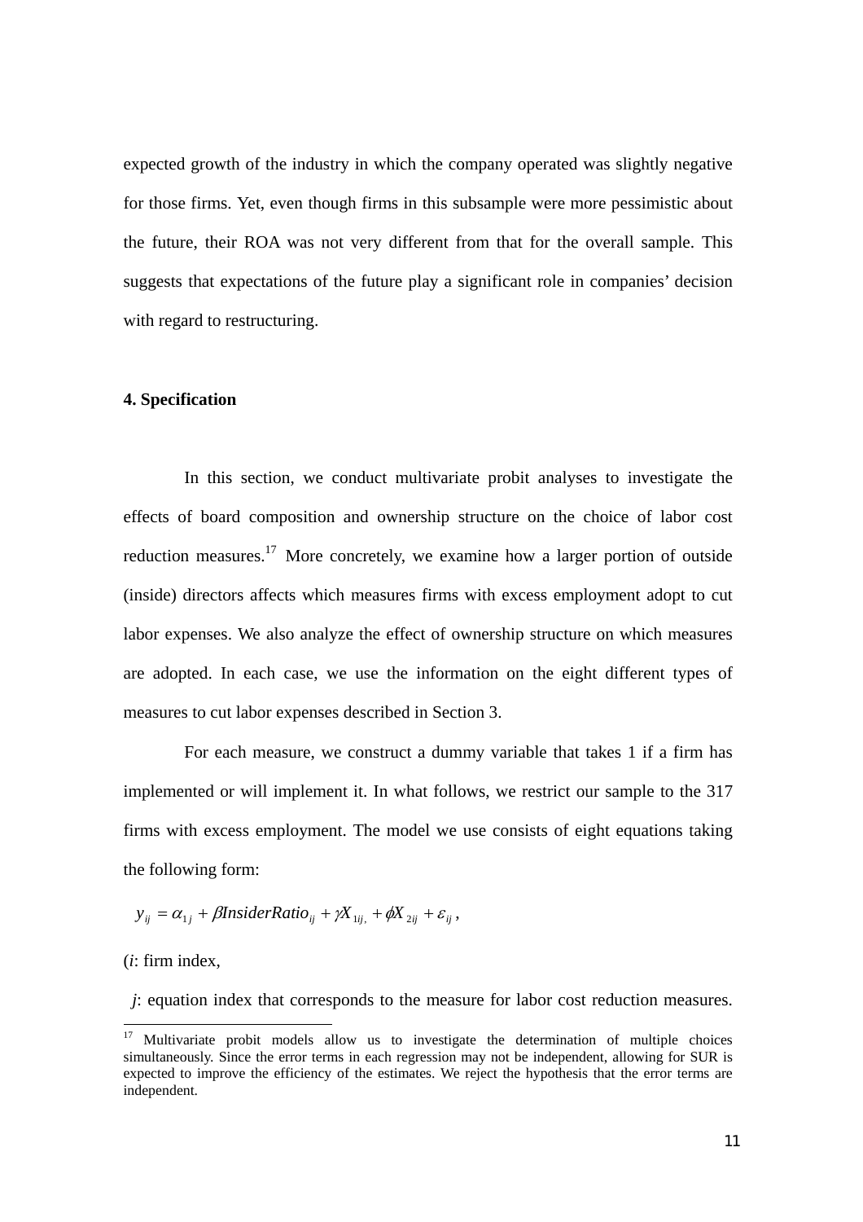expected growth of the industry in which the company operated was slightly negative for those firms. Yet, even though firms in this subsample were more pessimistic about the future, their ROA was not very different from that for the overall sample. This suggests that expectations of the future play a significant role in companies' decision with regard to restructuring.

## 4. Specification

In this section, we conduct multivariate probit analyses to investigate the effects of board composition and ownership structure on the choice of labor cost reduction measures.[17] More concretely, we examine how a larger portion of outside (inside) directors affects which measures firms with excess employment adopt to cut labor expenses. We also analyze the effect of ownership structure on which measures are adopted. In each case, we use the information on the eight different types of measures to cut labor expenses described in Section 3.

For each measure, we construct a dummy variable that takes 1 if a firm has implemented or will implement it. In what follows, we restrict our sample to the 317 firms with excess employment. The model we use consists of eight equations taking the following form:

$$y_{ij} = \alpha_{1j} + \beta InsiderRatio_{ij} + \gamma X_{1ij,} + \phi X_{2ij} + \varepsilon_{ij},$$

($i$: firm index,

$j$: equation index that corresponds to the measure for labor cost reduction measures.

[17] Multivariate probit models allow us to investigate the determination of multiple choices simultaneously. Since the error terms in each regression may not be independent, allowing for SUR is expected to improve the efficiency of the estimates. We reject the hypothesis that the error terms are independent.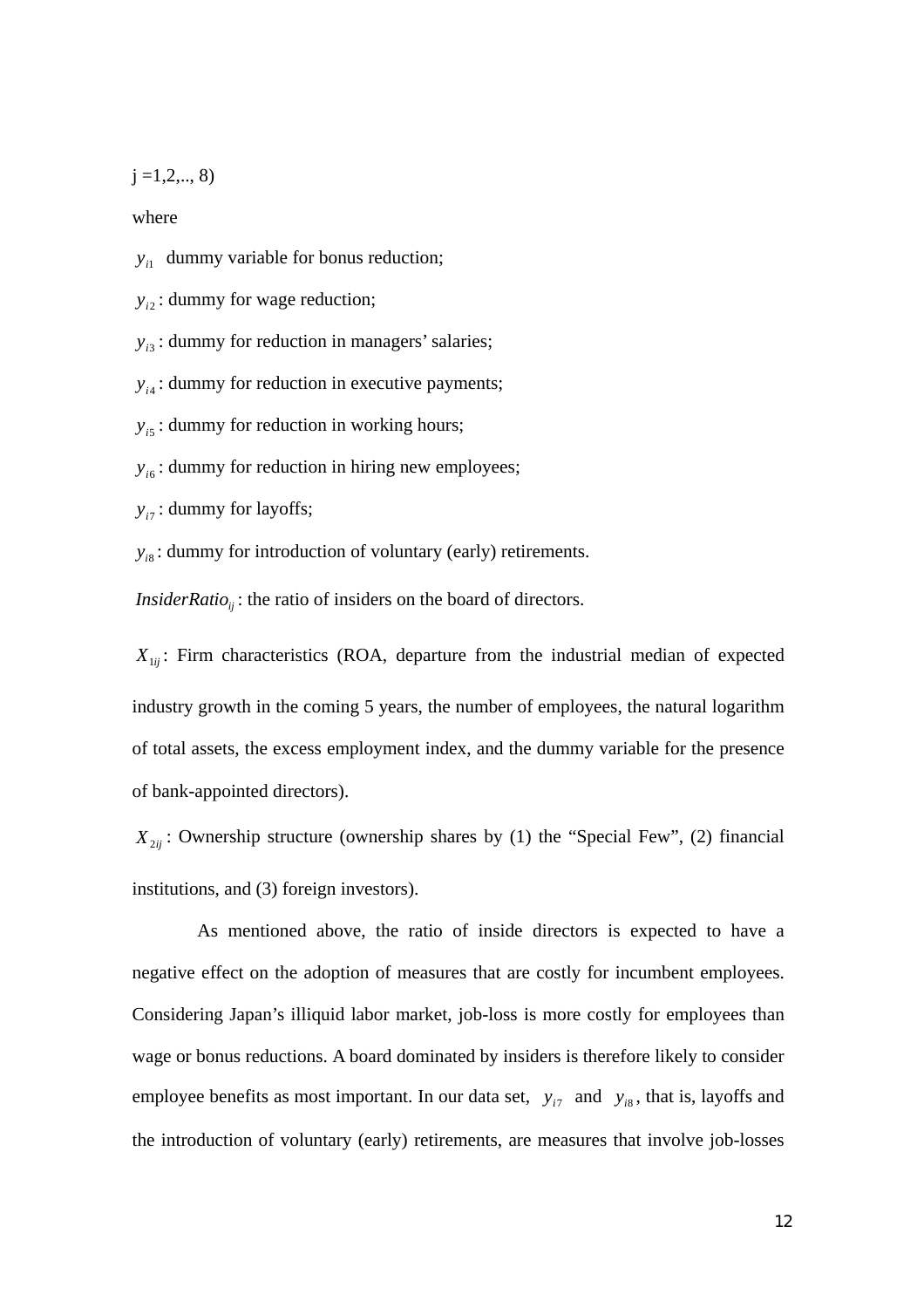j =1,2,.., 8)

where

$y_{i1}$ dummy variable for bonus reduction;

$y_{i2}$ : dummy for wage reduction;

$y_{i3}$ : dummy for reduction in managers' salaries;

$y_{i4}$ : dummy for reduction in executive payments;

$y_{i5}$ : dummy for reduction in working hours;

$y_{i6}$ : dummy for reduction in hiring new employees;

$y_{i7}$ : dummy for layoffs;

$y_{i8}$ : dummy for introduction of voluntary (early) retirements.

$InsiderRatio_{ij}$ : the ratio of insiders on the board of directors.

$X_{1ij}$ : Firm characteristics (ROA, departure from the industrial median of expected industry growth in the coming 5 years, the number of employees, the natural logarithm of total assets, the excess employment index, and the dummy variable for the presence of bank-appointed directors).

$X_{2ij}$ : Ownership structure (ownership shares by (1) the "Special Few", (2) financial institutions, and (3) foreign investors).

As mentioned above, the ratio of inside directors is expected to have a negative effect on the adoption of measures that are costly for incumbent employees. Considering Japan's illiquid labor market, job-loss is more costly for employees than wage or bonus reductions. A board dominated by insiders is therefore likely to consider employee benefits as most important. In our data set, $y_{i7}$ and $y_{i8}$, that is, layoffs and the introduction of voluntary (early) retirements, are measures that involve job-losses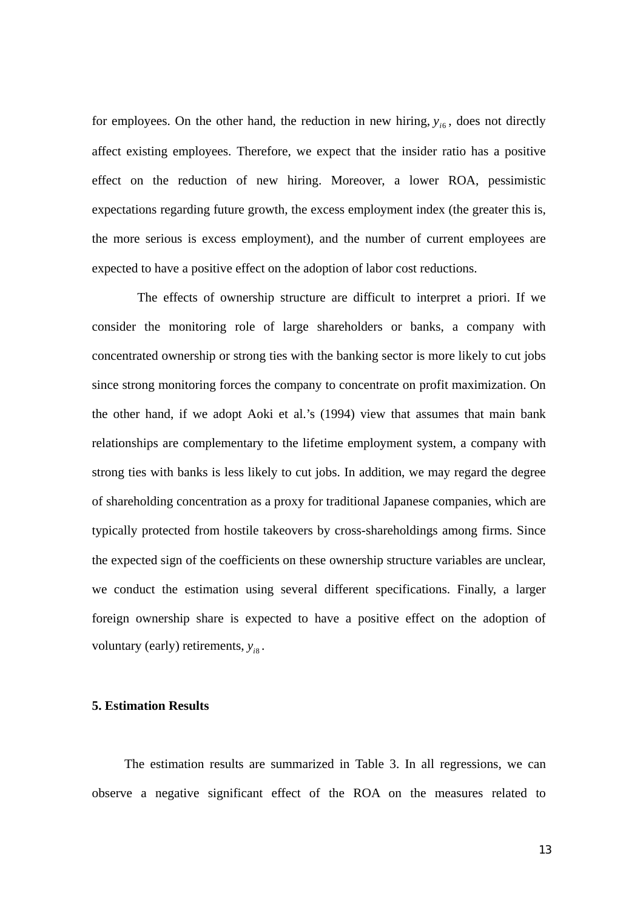for employees. On the other hand, the reduction in new hiring, $y_{i6}$, does not directly affect existing employees. Therefore, we expect that the insider ratio has a positive effect on the reduction of new hiring. Moreover, a lower ROA, pessimistic expectations regarding future growth, the excess employment index (the greater this is, the more serious is excess employment), and the number of current employees are expected to have a positive effect on the adoption of labor cost reductions.

The effects of ownership structure are difficult to interpret a priori. If we consider the monitoring role of large shareholders or banks, a company with concentrated ownership or strong ties with the banking sector is more likely to cut jobs since strong monitoring forces the company to concentrate on profit maximization. On the other hand, if we adopt Aoki et al.'s (1994) view that assumes that main bank relationships are complementary to the lifetime employment system, a company with strong ties with banks is less likely to cut jobs. In addition, we may regard the degree of shareholding concentration as a proxy for traditional Japanese companies, which are typically protected from hostile takeovers by cross-shareholdings among firms. Since the expected sign of the coefficients on these ownership structure variables are unclear, we conduct the estimation using several different specifications. Finally, a larger foreign ownership share is expected to have a positive effect on the adoption of voluntary (early) retirements, $y_{i8}$.

## 5. Estimation Results

The estimation results are summarized in Table 3. In all regressions, we can observe a negative significant effect of the ROA on the measures related to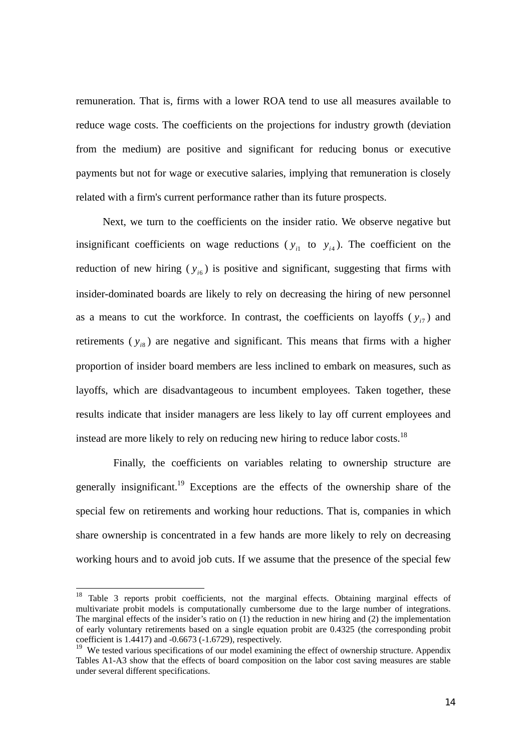remuneration. That is, firms with a lower ROA tend to use all measures available to reduce wage costs. The coefficients on the projections for industry growth (deviation from the medium) are positive and significant for reducing bonus or executive payments but not for wage or executive salaries, implying that remuneration is closely related with a firm's current performance rather than its future prospects.

Next, we turn to the coefficients on the insider ratio. We observe negative but insignificant coefficients on wage reductions ($y_{i1}$ to $y_{i4}$). The coefficient on the reduction of new hiring ($y_{i6}$) is positive and significant, suggesting that firms with insider-dominated boards are likely to rely on decreasing the hiring of new personnel as a means to cut the workforce. In contrast, the coefficients on layoffs ($y_{i7}$) and retirements ($y_{i8}$) are negative and significant. This means that firms with a higher proportion of insider board members are less inclined to embark on measures, such as layoffs, which are disadvantageous to incumbent employees. Taken together, these results indicate that insider managers are less likely to lay off current employees and instead are more likely to rely on reducing new hiring to reduce labor costs.[18]

Finally, the coefficients on variables relating to ownership structure are generally insignificant.[19] Exceptions are the effects of the ownership share of the special few on retirements and working hour reductions. That is, companies in which share ownership is concentrated in a few hands are more likely to rely on decreasing working hours and to avoid job cuts. If we assume that the presence of the special few

---

[18] Table 3 reports probit coefficients, not the marginal effects. Obtaining marginal effects of multivariate probit models is computationally cumbersome due to the large number of integrations. The marginal effects of the insider's ratio on (1) the reduction in new hiring and (2) the implementation of early voluntary retirements based on a single equation probit are 0.4325 (the corresponding probit coefficient is 1.4417) and -0.6673 (-1.6729), respectively.

[19] We tested various specifications of our model examining the effect of ownership structure. Appendix Tables A1-A3 show that the effects of board composition on the labor cost saving measures are stable under several different specifications.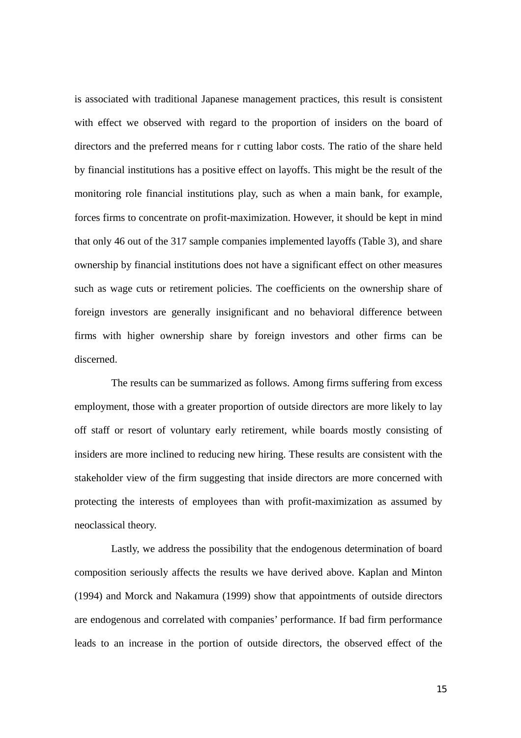is associated with traditional Japanese management practices, this result is consistent with effect we observed with regard to the proportion of insiders on the board of directors and the preferred means for r cutting labor costs. The ratio of the share held by financial institutions has a positive effect on layoffs. This might be the result of the monitoring role financial institutions play, such as when a main bank, for example, forces firms to concentrate on profit-maximization. However, it should be kept in mind that only 46 out of the 317 sample companies implemented layoffs (Table 3), and share ownership by financial institutions does not have a significant effect on other measures such as wage cuts or retirement policies. The coefficients on the ownership share of foreign investors are generally insignificant and no behavioral difference between firms with higher ownership share by foreign investors and other firms can be discerned.

The results can be summarized as follows. Among firms suffering from excess employment, those with a greater proportion of outside directors are more likely to lay off staff or resort of voluntary early retirement, while boards mostly consisting of insiders are more inclined to reducing new hiring. These results are consistent with the stakeholder view of the firm suggesting that inside directors are more concerned with protecting the interests of employees than with profit-maximization as assumed by neoclassical theory.

Lastly, we address the possibility that the endogenous determination of board composition seriously affects the results we have derived above. Kaplan and Minton (1994) and Morck and Nakamura (1999) show that appointments of outside directors are endogenous and correlated with companies' performance. If bad firm performance leads to an increase in the portion of outside directors, the observed effect of the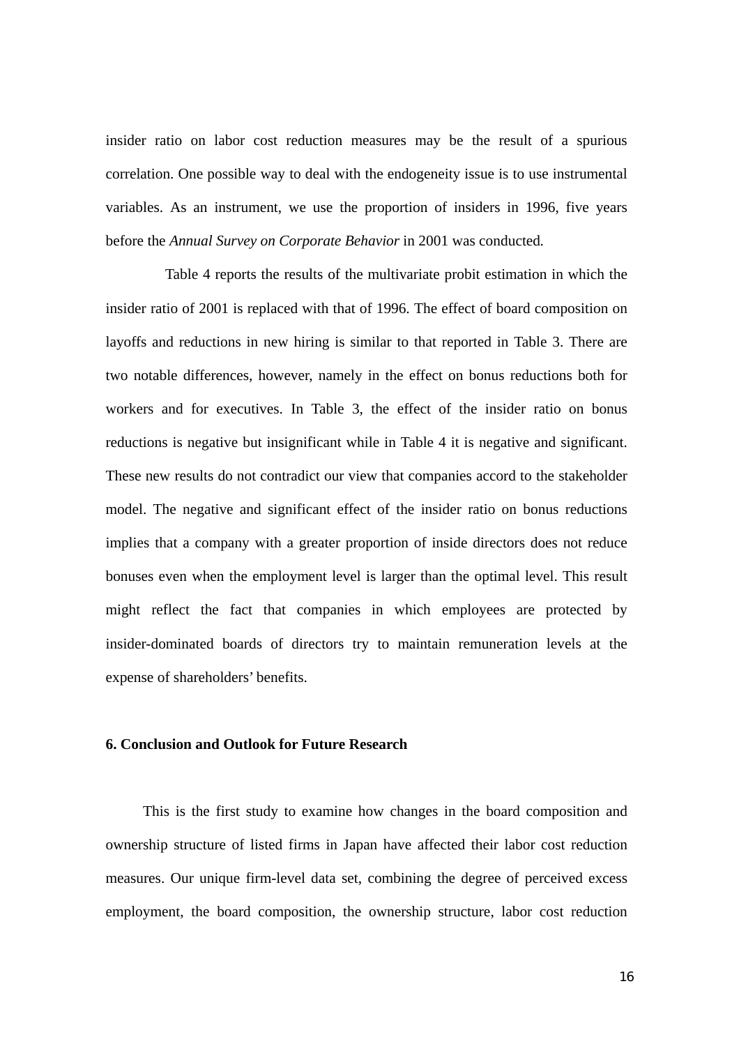insider ratio on labor cost reduction measures may be the result of a spurious correlation. One possible way to deal with the endogeneity issue is to use instrumental variables. As an instrument, we use the proportion of insiders in 1996, five years before the *Annual Survey on Corporate Behavior* in 2001 was conducted.

Table 4 reports the results of the multivariate probit estimation in which the insider ratio of 2001 is replaced with that of 1996. The effect of board composition on layoffs and reductions in new hiring is similar to that reported in Table 3. There are two notable differences, however, namely in the effect on bonus reductions both for workers and for executives. In Table 3, the effect of the insider ratio on bonus reductions is negative but insignificant while in Table 4 it is negative and significant. These new results do not contradict our view that companies accord to the stakeholder model. The negative and significant effect of the insider ratio on bonus reductions implies that a company with a greater proportion of inside directors does not reduce bonuses even when the employment level is larger than the optimal level. This result might reflect the fact that companies in which employees are protected by insider-dominated boards of directors try to maintain remuneration levels at the expense of shareholders' benefits.

## 6. Conclusion and Outlook for Future Research

This is the first study to examine how changes in the board composition and ownership structure of listed firms in Japan have affected their labor cost reduction measures. Our unique firm-level data set, combining the degree of perceived excess employment, the board composition, the ownership structure, labor cost reduction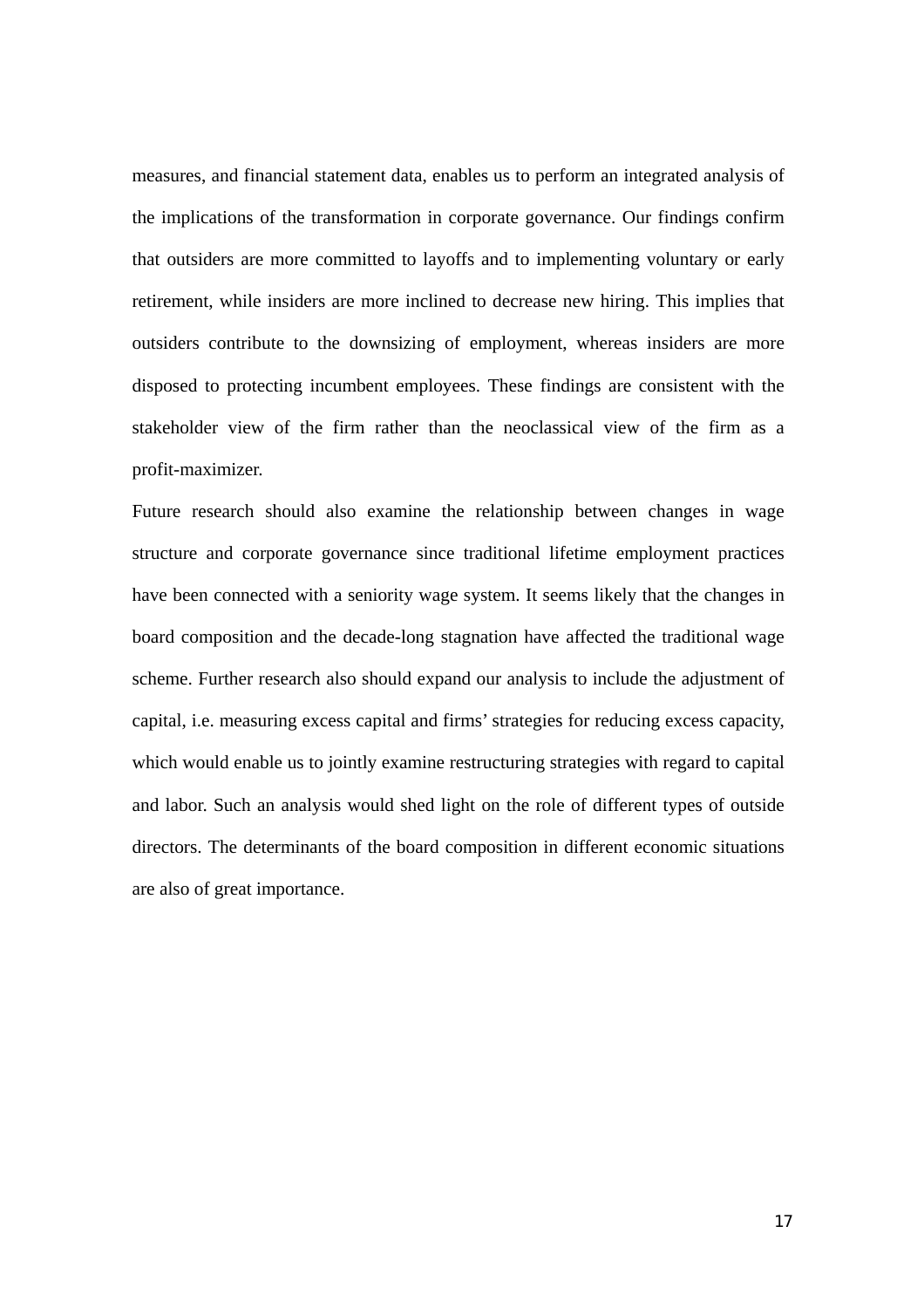measures, and financial statement data, enables us to perform an integrated analysis of the implications of the transformation in corporate governance. Our findings confirm that outsiders are more committed to layoffs and to implementing voluntary or early retirement, while insiders are more inclined to decrease new hiring. This implies that outsiders contribute to the downsizing of employment, whereas insiders are more disposed to protecting incumbent employees. These findings are consistent with the stakeholder view of the firm rather than the neoclassical view of the firm as a profit-maximizer.

Future research should also examine the relationship between changes in wage structure and corporate governance since traditional lifetime employment practices have been connected with a seniority wage system. It seems likely that the changes in board composition and the decade-long stagnation have affected the traditional wage scheme. Further research also should expand our analysis to include the adjustment of capital, i.e. measuring excess capital and firms' strategies for reducing excess capacity, which would enable us to jointly examine restructuring strategies with regard to capital and labor. Such an analysis would shed light on the role of different types of outside directors. The determinants of the board composition in different economic situations are also of great importance.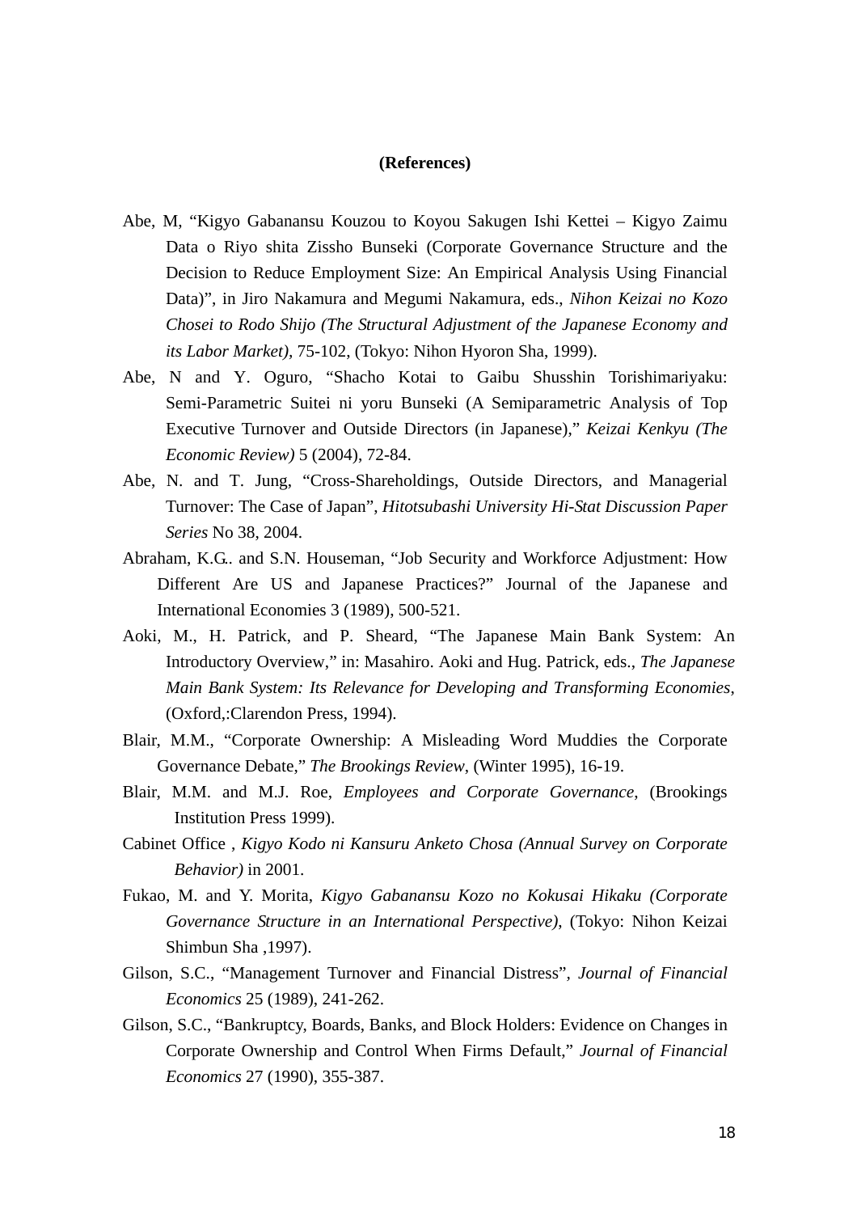**(References)**

Abe, M, "Kigyo Gabanansu Kouzou to Koyou Sakugen Ishi Kettei – Kigyo Zaimu Data o Riyo shita Zissho Bunseki (Corporate Governance Structure and the Decision to Reduce Employment Size: An Empirical Analysis Using Financial Data)", in Jiro Nakamura and Megumi Nakamura, eds., *Nihon Keizai no Kozo Chosei to Rodo Shijo (The Structural Adjustment of the Japanese Economy and its Labor Market)*, 75-102, (Tokyo: Nihon Hyoron Sha, 1999).

Abe, N and Y. Oguro, "Shacho Kotai to Gaibu Shusshin Torishimariyaku: Semi-Parametric Suitei ni yoru Bunseki (A Semiparametric Analysis of Top Executive Turnover and Outside Directors (in Japanese)," *Keizai Kenkyu (The Economic Review)* 5 (2004), 72-84.

Abe, N. and T. Jung, "Cross-Shareholdings, Outside Directors, and Managerial Turnover: The Case of Japan", *Hitotsubashi University Hi-Stat Discussion Paper Series* No 38, 2004.

Abraham, K.G.. and S.N. Houseman, "Job Security and Workforce Adjustment: How Different Are US and Japanese Practices?" Journal of the Japanese and International Economies 3 (1989), 500-521.

Aoki, M., H. Patrick, and P. Sheard, "The Japanese Main Bank System: An Introductory Overview," in: Masahiro. Aoki and Hug. Patrick, eds., *The Japanese Main Bank System: Its Relevance for Developing and Transforming Economies*, (Oxford,:Clarendon Press, 1994).

Blair, M.M., "Corporate Ownership: A Misleading Word Muddies the Corporate Governance Debate," *The Brookings Review*, (Winter 1995), 16-19.

Blair, M.M. and M.J. Roe, *Employees and Corporate Governance*, (Brookings Institution Press 1999).

Cabinet Office , *Kigyo Kodo ni Kansuru Anketo Chosa (Annual Survey on Corporate Behavior)* in 2001.

Fukao, M. and Y. Morita, *Kigyo Gabanansu Kozo no Kokusai Hikaku (Corporate Governance Structure in an International Perspective)*, (Tokyo: Nihon Keizai Shimbun Sha ,1997).

Gilson, S.C., "Management Turnover and Financial Distress", *Journal of Financial Economics* 25 (1989), 241-262.

Gilson, S.C., "Bankruptcy, Boards, Banks, and Block Holders: Evidence on Changes in Corporate Ownership and Control When Firms Default," *Journal of Financial Economics* 27 (1990), 355-387.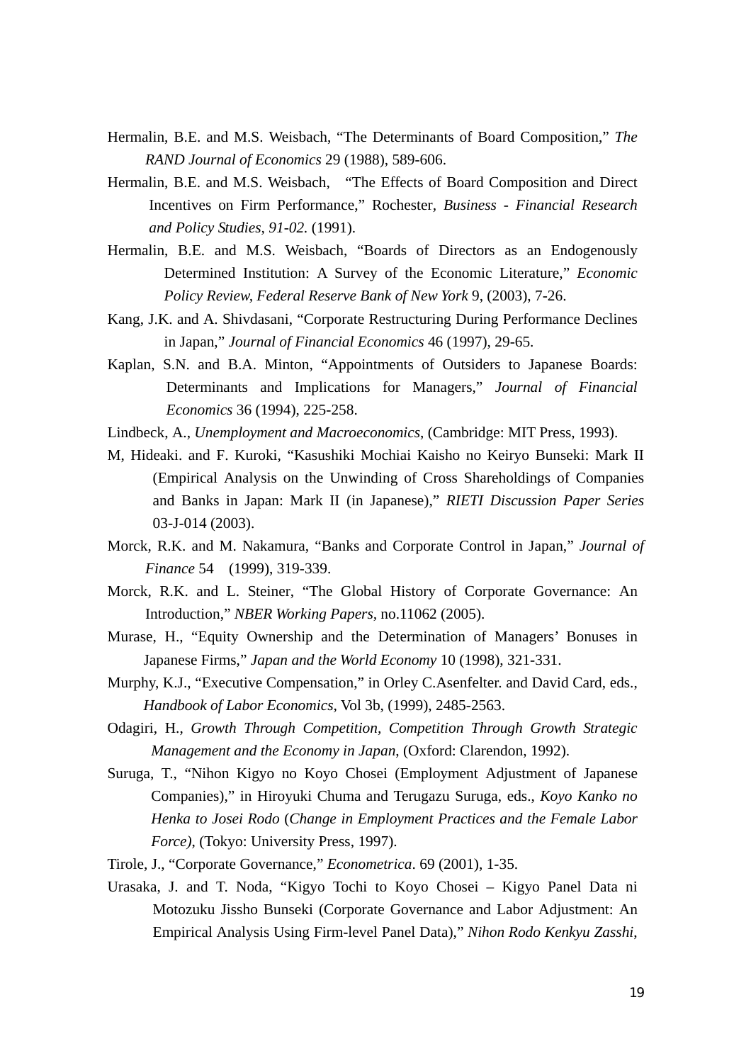Hermalin, B.E. and M.S. Weisbach, "The Determinants of Board Composition," *The RAND Journal of Economics* 29 (1988), 589-606.

Hermalin, B.E. and M.S. Weisbach, "The Effects of Board Composition and Direct Incentives on Firm Performance," Rochester, *Business - Financial Research and Policy Studies, 91-02.* (1991).

Hermalin, B.E. and M.S. Weisbach, "Boards of Directors as an Endogenously Determined Institution: A Survey of the Economic Literature," *Economic Policy Review, Federal Reserve Bank of New York* 9, (2003), 7-26.

Kang, J.K. and A. Shivdasani, "Corporate Restructuring During Performance Declines in Japan," *Journal of Financial Economics* 46 (1997), 29-65.

Kaplan, S.N. and B.A. Minton, "Appointments of Outsiders to Japanese Boards: Determinants and Implications for Managers," *Journal of Financial Economics* 36 (1994), 225-258.

Lindbeck, A., *Unemployment and Macroeconomics*, (Cambridge: MIT Press, 1993).

M, Hideaki. and F. Kuroki, "Kasushiki Mochiai Kaisho no Keiryo Bunseki: Mark II (Empirical Analysis on the Unwinding of Cross Shareholdings of Companies and Banks in Japan: Mark II (in Japanese)," *RIETI Discussion Paper Series* 03-J-014 (2003).

Morck, R.K. and M. Nakamura, "Banks and Corporate Control in Japan," *Journal of Finance* 54 (1999), 319-339.

Morck, R.K. and L. Steiner, "The Global History of Corporate Governance: An Introduction," *NBER Working Papers*, no.11062 (2005).

Murase, H., "Equity Ownership and the Determination of Managers' Bonuses in Japanese Firms," *Japan and the World Economy* 10 (1998), 321-331.

Murphy, K.J., "Executive Compensation," in Orley C.Asenfelter. and David Card, eds., *Handbook of Labor Economics*, Vol 3b, (1999), 2485-2563.

Odagiri, H., *Growth Through Competition*, *Competition Through Growth Strategic Management and the Economy in Japan*, (Oxford: Clarendon, 1992).

Suruga, T., "Nihon Kigyo no Koyo Chosei (Employment Adjustment of Japanese Companies)," in Hiroyuki Chuma and Terugazu Suruga, eds., *Koyo Kanko no Henka to Josei Rodo* (*Change in Employment Practices and the Female Labor Force)*, (Tokyo: University Press, 1997).

Tirole, J., "Corporate Governance," *Econometrica*. 69 (2001), 1-35.

Urasaka, J. and T. Noda, "Kigyo Tochi to Koyo Chosei – Kigyo Panel Data ni Motozuku Jissho Bunseki (Corporate Governance and Labor Adjustment: An Empirical Analysis Using Firm-level Panel Data)," *Nihon Rodo Kenkyu Zasshi*,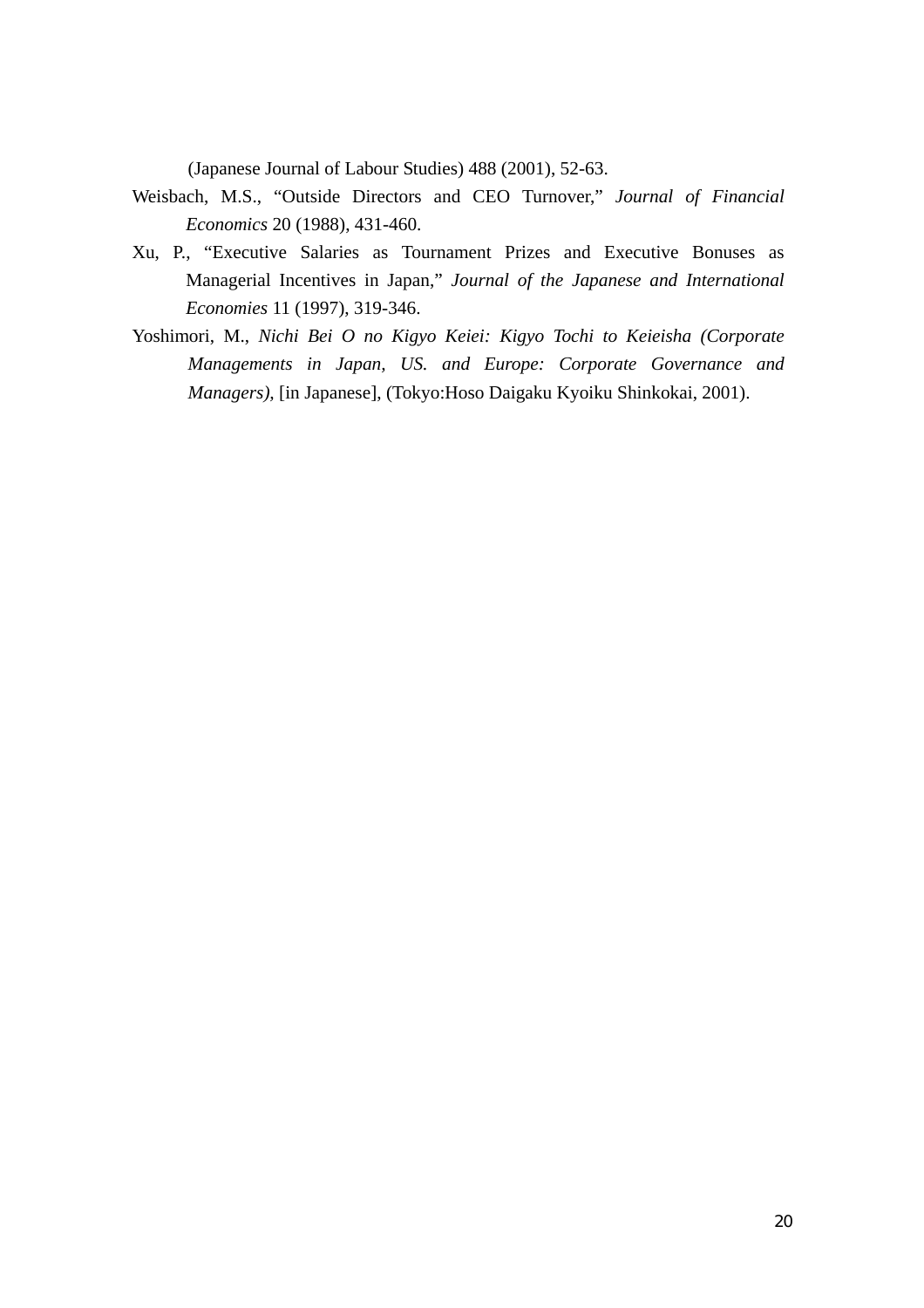(Japanese Journal of Labour Studies) 488 (2001), 52-63.

Weisbach, M.S., "Outside Directors and CEO Turnover," *Journal of Financial Economics* 20 (1988), 431-460.

Xu, P., "Executive Salaries as Tournament Prizes and Executive Bonuses as Managerial Incentives in Japan," *Journal of the Japanese and International Economies* 11 (1997), 319-346.

Yoshimori, M., *Nichi Bei O no Kigyo Keiei: Kigyo Tochi to Keieisha (Corporate Managements in Japan, US. and Europe: Corporate Governance and Managers),* [in Japanese], (Tokyo:Hoso Daigaku Kyoiku Shinkokai, 2001).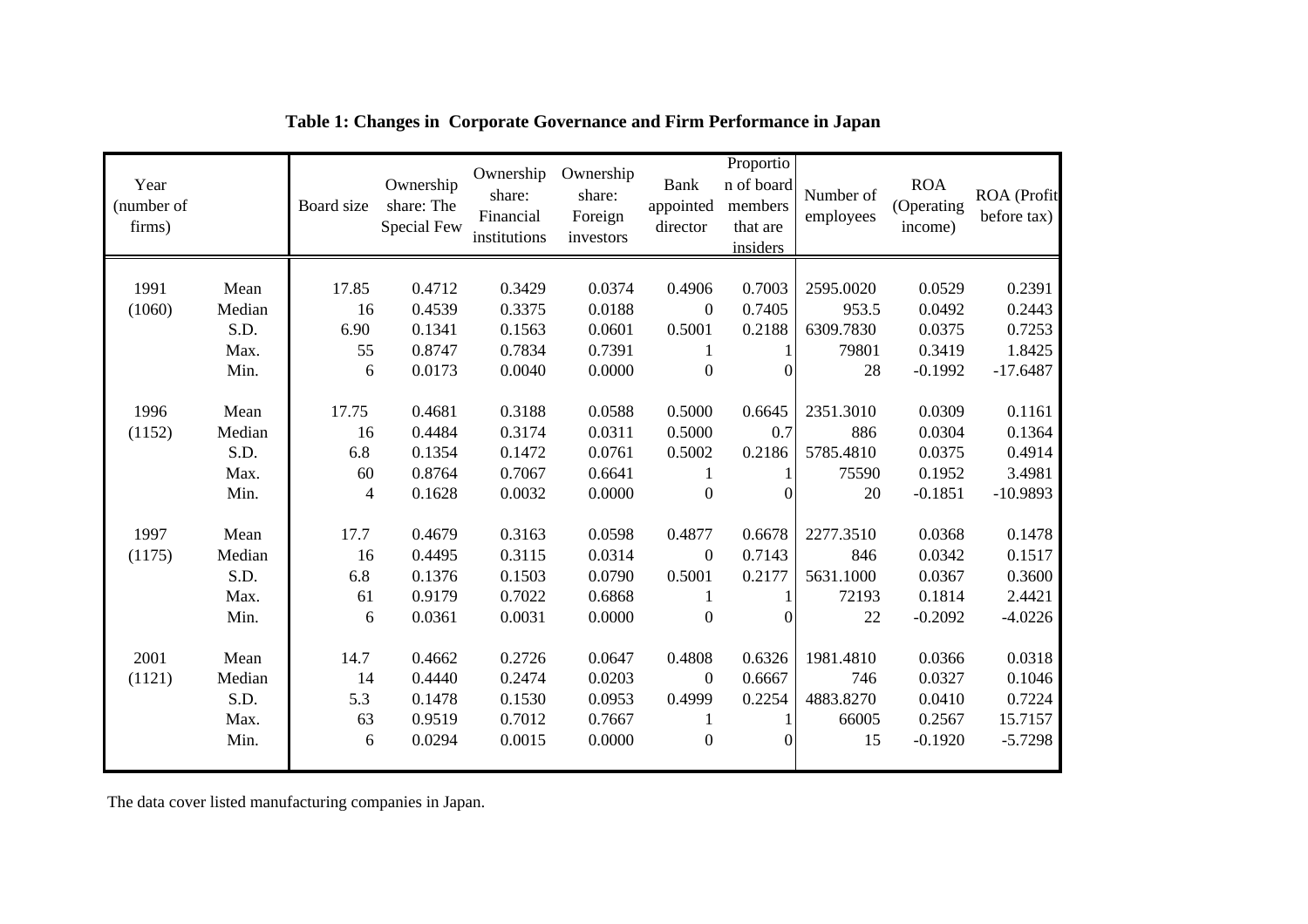**Table 1: Changes in Corporate Governance and Firm Performance in Japan**

| Year (number of firms) | | Board size | Ownership share: The Special Few | Ownership share: Financial institutions | Ownership share: Foreign investors | Bank appointed director | Proportion of board members that are insiders | Number of employees | ROA (Operating income) | ROA (Profit before tax) |
|---|---|---|---|---|---|---|---|---|---|---|
| 1991 | Mean | 17.85 | 0.4712 | 0.3429 | 0.0374 | 0.4906 | 0.7003 | 2595.0020 | 0.0529 | 0.2391 |
| (1060) | Median | 16 | 0.4539 | 0.3375 | 0.0188 | 0 | 0.7405 | 953.5 | 0.0492 | 0.2443 |
| | S.D. | 6.90 | 0.1341 | 0.1563 | 0.0601 | 0.5001 | 0.2188 | 6309.7830 | 0.0375 | 0.7253 |
| | Max. | 55 | 0.8747 | 0.7834 | 0.7391 | 1 | 1 | 79801 | 0.3419 | 1.8425 |
| | Min. | 6 | 0.0173 | 0.0040 | 0.0000 | 0 | 0 | 28 | -0.1992 | -17.6487 |
| 1996 | Mean | 17.75 | 0.4681 | 0.3188 | 0.0588 | 0.5000 | 0.6645 | 2351.3010 | 0.0309 | 0.1161 |
| (1152) | Median | 16 | 0.4484 | 0.3174 | 0.0311 | 0.5000 | 0.7 | 886 | 0.0304 | 0.1364 |
| | S.D. | 6.8 | 0.1354 | 0.1472 | 0.0761 | 0.5002 | 0.2186 | 5785.4810 | 0.0375 | 0.4914 |
| | Max. | 60 | 0.8764 | 0.7067 | 0.6641 | 1 | 1 | 75590 | 0.1952 | 3.4981 |
| | Min. | 4 | 0.1628 | 0.0032 | 0.0000 | 0 | 0 | 20 | -0.1851 | -10.9893 |
| 1997 | Mean | 17.7 | 0.4679 | 0.3163 | 0.0598 | 0.4877 | 0.6678 | 2277.3510 | 0.0368 | 0.1478 |
| (1175) | Median | 16 | 0.4495 | 0.3115 | 0.0314 | 0 | 0.7143 | 846 | 0.0342 | 0.1517 |
| | S.D. | 6.8 | 0.1376 | 0.1503 | 0.0790 | 0.5001 | 0.2177 | 5631.1000 | 0.0367 | 0.3600 |
| | Max. | 61 | 0.9179 | 0.7022 | 0.6868 | 1 | 1 | 72193 | 0.1814 | 2.4421 |
| | Min. | 6 | 0.0361 | 0.0031 | 0.0000 | 0 | 0 | 22 | -0.2092 | -4.0226 |
| 2001 | Mean | 14.7 | 0.4662 | 0.2726 | 0.0647 | 0.4808 | 0.6326 | 1981.4810 | 0.0366 | 0.0318 |
| (1121) | Median | 14 | 0.4440 | 0.2474 | 0.0203 | 0 | 0.6667 | 746 | 0.0327 | 0.1046 |
| | S.D. | 5.3 | 0.1478 | 0.1530 | 0.0953 | 0.4999 | 0.2254 | 4883.8270 | 0.0410 | 0.7224 |
| | Max. | 63 | 0.9519 | 0.7012 | 0.7667 | 1 | 1 | 66005 | 0.2567 | 15.7157 |
| | Min. | 6 | 0.0294 | 0.0015 | 0.0000 | 0 | 0 | 15 | -0.1920 | -5.7298 |

The data cover listed manufacturing companies in Japan.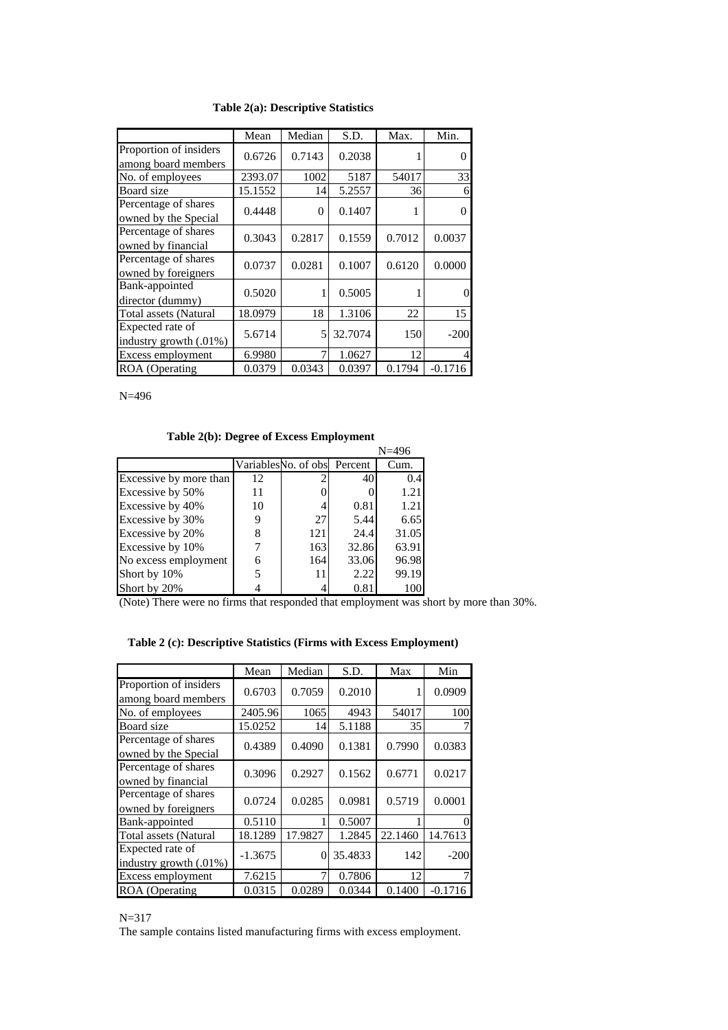**Table 2(a): Descriptive Statistics**

| | Mean | Median | S.D. | Max. | Min. |
|---|---|---|---|---|---|
| Proportion of insiders among board members | 0.6726 | 0.7143 | 0.2038 | 1 | 0 |
| No. of employees | 2393.07 | 1002 | 5187 | 54017 | 33 |
| Board size | 15.1552 | 14 | 5.2557 | 36 | 6 |
| Percentage of shares owned by the Special | 0.4448 | 0 | 0.1407 | 1 | 0 |
| Percentage of shares owned by financial | 0.3043 | 0.2817 | 0.1559 | 0.7012 | 0.0037 |
| Percentage of shares owned by foreigners | 0.0737 | 0.0281 | 0.1007 | 0.6120 | 0.0000 |
| Bank-appointed director (dummy) | 0.5020 | 1 | 0.5005 | 1 | 0 |
| Total assets (Natural | 18.0979 | 18 | 1.3106 | 22 | 15 |
| Expected rate of industry growth (.01%) | 5.6714 | 5 | 32.7074 | 150 | -200 |
| Excess employment | 6.9980 | 7 | 1.0627 | 12 | 4 |
| ROA (Operating | 0.0379 | 0.0343 | 0.0397 | 0.1794 | -0.1716 |

N=496

**Table 2(b): Degree of Excess Employment**

N=496

| | Variables | No. of obs | Percent | Cum. |
|---|---|---|---|---|
| Excessive by more than | 12 | 2 | 40 | 0.4 |
| Excessive by 50% | 11 | 0 | 0 | 1.21 |
| Excessive by 40% | 10 | 4 | 0.81 | 1.21 |
| Excessive by 30% | 9 | 27 | 5.44 | 6.65 |
| Excessive by 20% | 8 | 121 | 24.4 | 31.05 |
| Excessive by 10% | 7 | 163 | 32.86 | 63.91 |
| No excess employment | 6 | 164 | 33.06 | 96.98 |
| Short by 10% | 5 | 11 | 2.22 | 99.19 |
| Short by 20% | 4 | 4 | 0.81 | 100 |

(Note) There were no firms that responded that employment was short by more than 30%.

**Table 2 (c): Descriptive Statistics (Firms with Excess Employment)**

| | Mean | Median | S.D. | Max | Min |
|---|---|---|---|---|---|
| Proportion of insiders among board members | 0.6703 | 0.7059 | 0.2010 | 1 | 0.0909 |
| No. of employees | 2405.96 | 1065 | 4943 | 54017 | 100 |
| Board size | 15.0252 | 14 | 5.1188 | 35 | 7 |
| Percentage of shares owned by the Special | 0.4389 | 0.4090 | 0.1381 | 0.7990 | 0.0383 |
| Percentage of shares owned by financial | 0.3096 | 0.2927 | 0.1562 | 0.6771 | 0.0217 |
| Percentage of shares owned by foreigners | 0.0724 | 0.0285 | 0.0981 | 0.5719 | 0.0001 |
| Bank-appointed | 0.5110 | 1 | 0.5007 | 1 | 0 |
| Total assets (Natural | 18.1289 | 17.9827 | 1.2845 | 22.1460 | 14.7613 |
| Expected rate of industry growth (.01%) | -1.3675 | 0 | 35.4833 | 142 | -200 |
| Excess employment | 7.6215 | 7 | 0.7806 | 12 | 7 |
| ROA (Operating | 0.0315 | 0.0289 | 0.0344 | 0.1400 | -0.1716 |

N=317

The sample contains listed manufacturing firms with excess employment.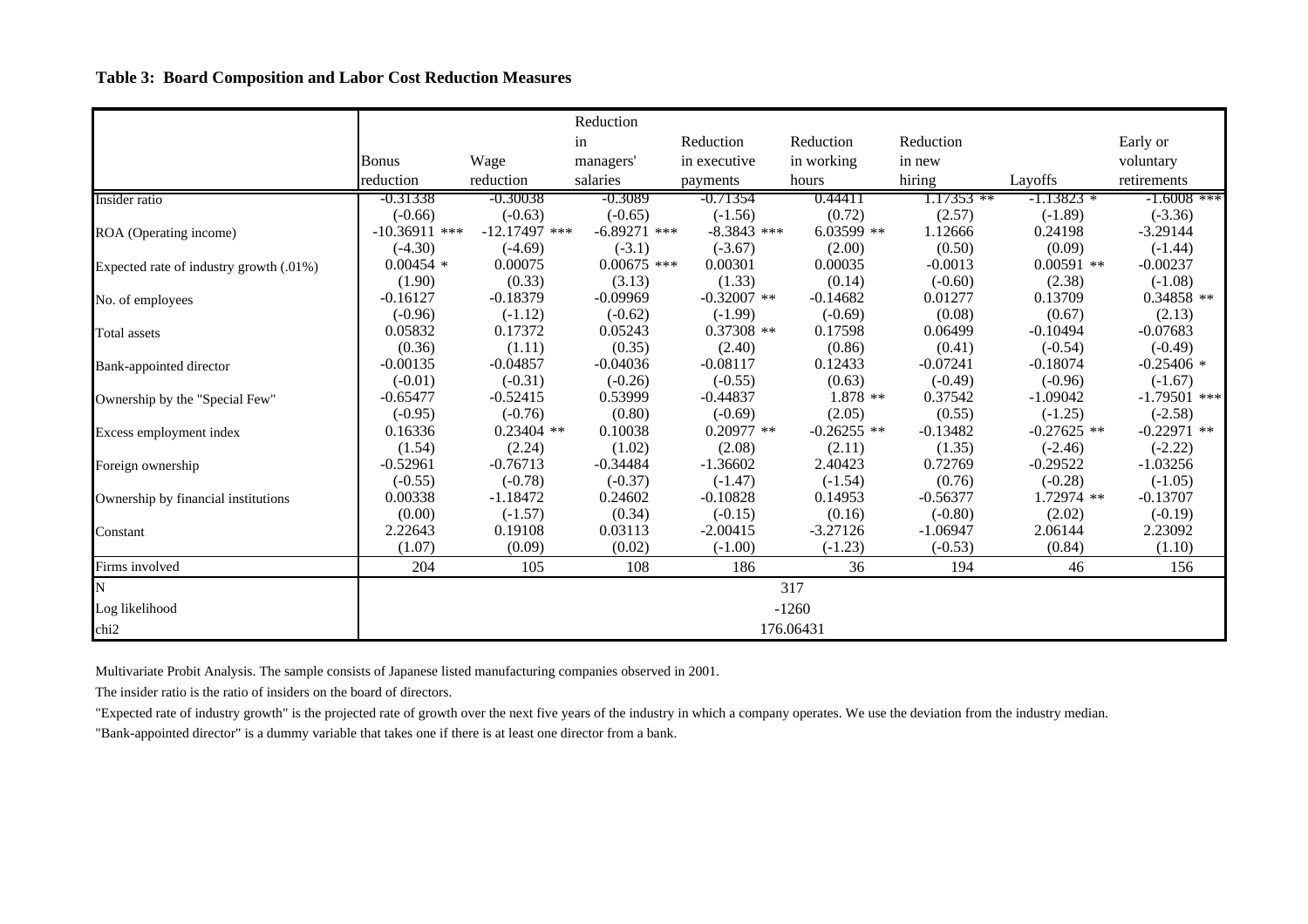**Table 3: Board Composition and Labor Cost Reduction Measures**

| | Bonus reduction | Wage reduction | Reduction in managers' salaries | Reduction in executive payments | Reduction in working hours | Reduction in new hiring | Layoffs | Early or voluntary retirements |
|---|---|---|---|---|---|---|---|---|
| Insider ratio | -0.31338 | -0.30038 | -0.3089 | -0.71354 | 0.44411 | 1.17353 ** | -1.13823 * | -1.6008 *** |
| | (-0.66) | (-0.63) | (-0.65) | (-1.56) | (0.72) | (2.57) | (-1.89) | (-3.36) |
| ROA (Operating income) | -10.36911 *** | -12.17497 *** | -6.89271 *** | -8.3843 *** | 6.03599 ** | 1.12666 | 0.24198 | -3.29144 |
| | (-4.30) | (-4.69) | (-3.1) | (-3.67) | (2.00) | (0.50) | (0.09) | (-1.44) |
| Expected rate of industry growth (.01%) | 0.00454 * | 0.00075 | 0.00675 *** | 0.00301 | 0.00035 | -0.0013 | 0.00591 ** | -0.00237 |
| | (1.90) | (0.33) | (3.13) | (1.33) | (0.14) | (-0.60) | (2.38) | (-1.08) |
| No. of employees | -0.16127 | -0.18379 | -0.09969 | -0.32007 ** | -0.14682 | 0.01277 | 0.13709 | 0.34858 ** |
| | (-0.96) | (-1.12) | (-0.62) | (-1.99) | (-0.69) | (0.08) | (0.67) | (2.13) |
| Total assets | 0.05832 | 0.17372 | 0.05243 | 0.37308 ** | 0.17598 | 0.06499 | -0.10494 | -0.07683 |
| | (0.36) | (1.11) | (0.35) | (2.40) | (0.86) | (0.41) | (-0.54) | (-0.49) |
| Bank-appointed director | -0.00135 | -0.04857 | -0.04036 | -0.08117 | 0.12433 | -0.07241 | -0.18074 | -0.25406 * |
| | (-0.01) | (-0.31) | (-0.26) | (-0.55) | (0.63) | (-0.49) | (-0.96) | (-1.67) |
| Ownership by the "Special Few" | -0.65477 | -0.52415 | 0.53999 | -0.44837 | 1.878 ** | 0.37542 | -1.09042 | -1.79501 *** |
| | (-0.95) | (-0.76) | (0.80) | (-0.69) | (2.05) | (0.55) | (-1.25) | (-2.58) |
| Excess employment index | 0.16336 | 0.23404 ** | 0.10038 | 0.20977 ** | -0.26255 ** | -0.13482 | -0.27625 ** | -0.22971 ** |
| | (1.54) | (2.24) | (1.02) | (2.08) | (2.11) | (1.35) | (-2.46) | (-2.22) |
| Foreign ownership | -0.52961 | -0.76713 | -0.34484 | -1.36602 | 2.40423 | 0.72769 | -0.29522 | -1.03256 |
| | (-0.55) | (-0.78) | (-0.37) | (-1.47) | (-1.54) | (0.76) | (-0.28) | (-1.05) |
| Ownership by financial institutions | 0.00338 | -1.18472 | 0.24602 | -0.10828 | 0.14953 | -0.56377 | 1.72974 ** | -0.13707 |
| | (0.00) | (-1.57) | (0.34) | (-0.15) | (0.16) | (-0.80) | (2.02) | (-0.19) |
| Constant | 2.22643 | 0.19108 | 0.03113 | -2.00415 | -3.27126 | -1.06947 | 2.06144 | 2.23092 |
| | (1.07) | (0.09) | (0.02) | (-1.00) | (-1.23) | (-0.53) | (0.84) | (1.10) |
| Firms involved | 204 | 105 | 108 | 186 | 36 | 194 | 46 | 156 |
| N | | | | | 317 | | | |
| Log likelihood | | | | | -1260 | | | |
| chi2 | | | | | 176.06431 | | | |

Multivariate Probit Analysis. The sample consists of Japanese listed manufacturing companies observed in 2001.

The insider ratio is the ratio of insiders on the board of directors.

"Expected rate of industry growth" is the projected rate of growth over the next five years of the industry in which a company operates. We use the deviation from the industry median.

"Bank-appointed director" is a dummy variable that takes one if there is at least one director from a bank.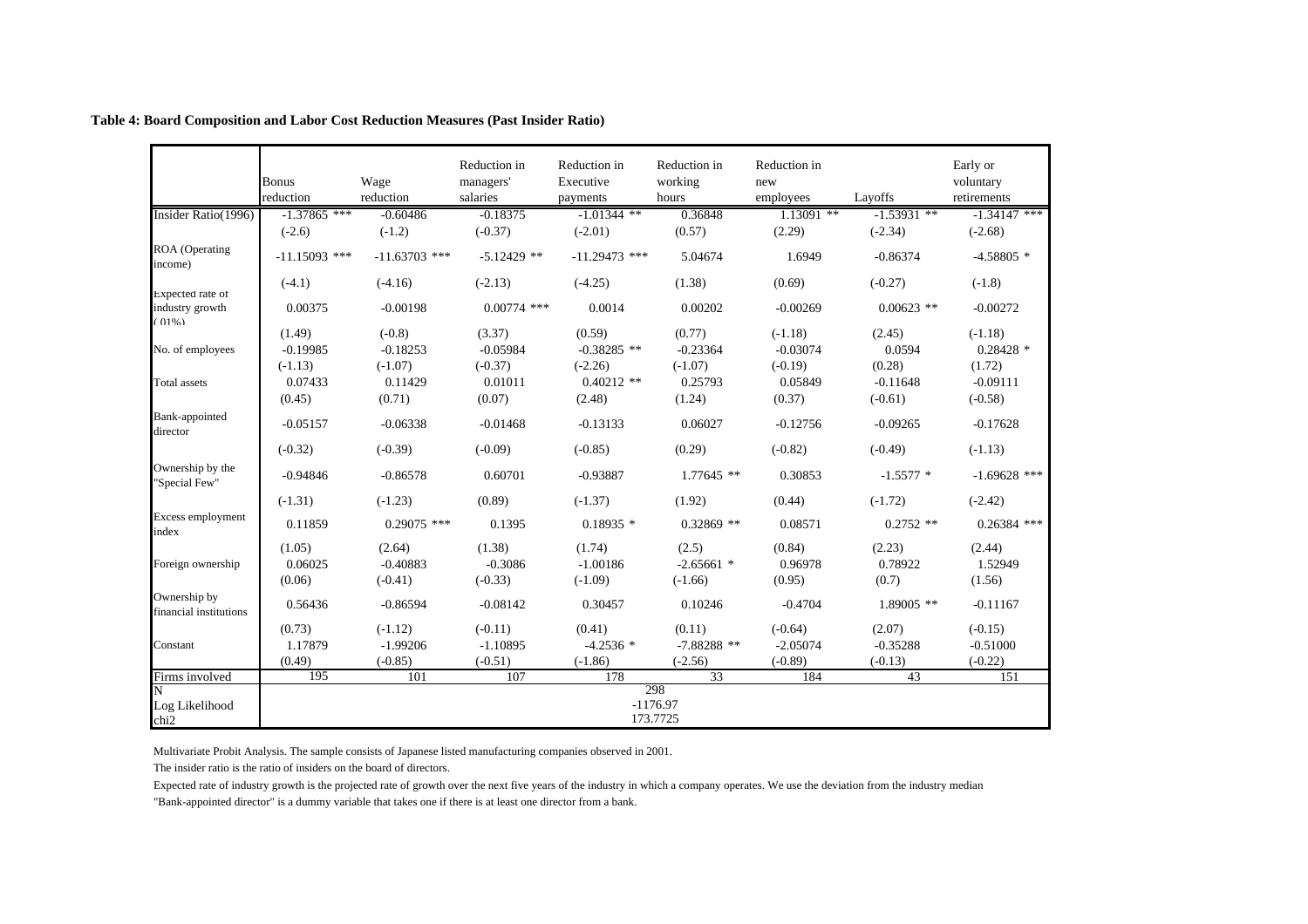**Table 4: Board Composition and Labor Cost Reduction Measures (Past Insider Ratio)**

| | Bonus reduction | Wage reduction | Reduction in managers' salaries | Reduction in Executive payments | Reduction in working hours | Reduction in new employees | Layoffs | Early or voluntary retirements |
|---|---|---|---|---|---|---|---|---|
| Insider Ratio(1996) | -1.37865 *** | -0.60486 | -0.18375 | -1.01344 ** | 0.36848 | 1.13091 ** | -1.53931 ** | -1.34147 *** |
| | (-2.6) | (-1.2) | (-0.37) | (-2.01) | (0.57) | (2.29) | (-2.34) | (-2.68) |
| ROA (Operating income) | -11.15093 *** | -11.63703 *** | -5.12429 ** | -11.29473 *** | 5.04674 | 1.6949 | -0.86374 | -4.58805 * |
| | (-4.1) | (-4.16) | (-2.13) | (-4.25) | (1.38) | (0.69) | (-0.27) | (-1.8) |
| Expected rate of industry growth (.01%) | 0.00375 | -0.00198 | 0.00774 *** | 0.0014 | 0.00202 | -0.00269 | 0.00623 ** | -0.00272 |
| | (1.49) | (-0.8) | (3.37) | (0.59) | (0.77) | (-1.18) | (2.45) | (-1.18) |
| No. of employees | -0.19985 | -0.18253 | -0.05984 | -0.38285 ** | -0.23364 | -0.03074 | 0.0594 | 0.28428 * |
| | (-1.13) | (-1.07) | (-0.37) | (-2.26) | (-1.07) | (-0.19) | (0.28) | (1.72) |
| Total assets | 0.07433 | 0.11429 | 0.01011 | 0.40212 ** | 0.25793 | 0.05849 | -0.11648 | -0.09111 |
| | (0.45) | (0.71) | (0.07) | (2.48) | (1.24) | (0.37) | (-0.61) | (-0.58) |
| Bank-appointed director | -0.05157 | -0.06338 | -0.01468 | -0.13133 | 0.06027 | -0.12756 | -0.09265 | -0.17628 |
| | (-0.32) | (-0.39) | (-0.09) | (-0.85) | (0.29) | (-0.82) | (-0.49) | (-1.13) |
| Ownership by the "Special Few" | -0.94846 | -0.86578 | 0.60701 | -0.93887 | 1.77645 ** | 0.30853 | -1.5577 * | -1.69628 *** |
| | (-1.31) | (-1.23) | (0.89) | (-1.37) | (1.92) | (0.44) | (-1.72) | (-2.42) |
| Excess employment index | 0.11859 | 0.29075 *** | 0.1395 | 0.18935 * | 0.32869 ** | 0.08571 | 0.2752 ** | 0.26384 *** |
| | (1.05) | (2.64) | (1.38) | (1.74) | (2.5) | (0.84) | (2.23) | (2.44) |
| Foreign ownership | 0.06025 | -0.40883 | -0.3086 | -1.00186 | -2.65661 * | 0.96978 | 0.78922 | 1.52949 |
| | (0.06) | (-0.41) | (-0.33) | (-1.09) | (-1.66) | (0.95) | (0.7) | (1.56) |
| Ownership by financial institutions | 0.56436 | -0.86594 | -0.08142 | 0.30457 | 0.10246 | -0.4704 | 1.89005 ** | -0.11167 |
| | (0.73) | (-1.12) | (-0.11) | (0.41) | (0.11) | (-0.64) | (2.07) | (-0.15) |
| Constant | 1.17879 | -1.99206 | -1.10895 | -4.2536 * | -7.88288 ** | -2.05074 | -0.35288 | -0.51000 |
| | (0.49) | (-0.85) | (-0.51) | (-1.86) | (-2.56) | (-0.89) | (-0.13) | (-0.22) |
| Firms involved | 195 | 101 | 107 | 178 | 33 | 184 | 43 | 151 |
| N | 298 | | | | | | | |
| Log Likelihood | -1176.97 | | | | | | | |
| chi2 | 173.7725 | | | | | | | |

Multivariate Probit Analysis. The sample consists of Japanese listed manufacturing companies observed in 2001.

The insider ratio is the ratio of insiders on the board of directors.

Expected rate of industry growth is the projected rate of growth over the next five years of the industry in which a company operates. We use the deviation from the industry median

"Bank-appointed director" is a dummy variable that takes one if there is at least one director from a bank.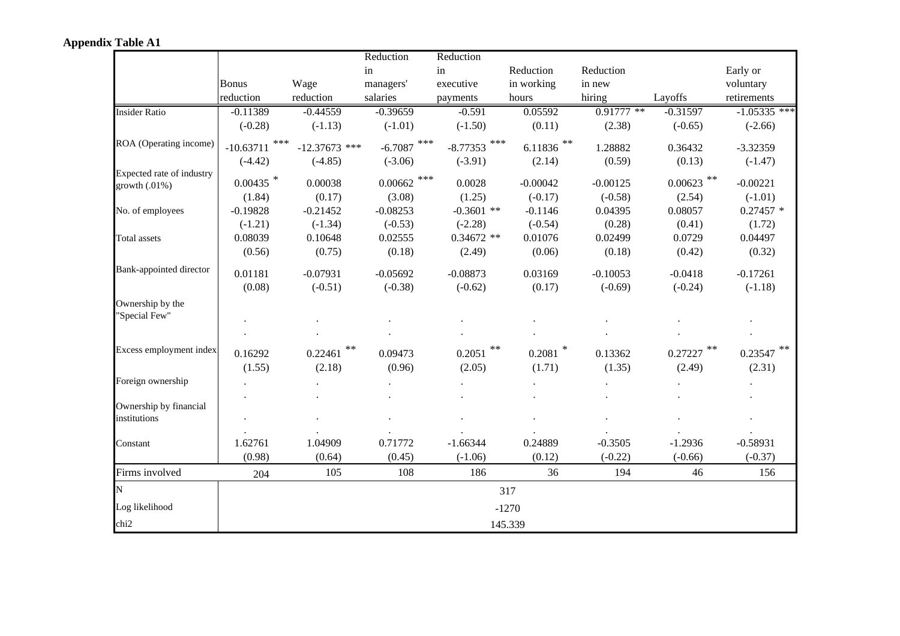**Appendix Table A1**

| | Bonus reduction | Wage reduction | Reduction in managers' salaries | Reduction in executive payments | Reduction in working hours | Reduction in new hiring | Layoffs | Early or voluntary retirements |
|---|---|---|---|---|---|---|---|---|
| Insider Ratio | -0.11389 | -0.44559 | -0.39659 | -0.591 | 0.05592 | 0.91777 ** | -0.31597 | -1.05335 *** |
| | (-0.28) | (-1.13) | (-1.01) | (-1.50) | (0.11) | (2.38) | (-0.65) | (-2.66) |
| ROA (Operating income) | -10.63711 *** | -12.37673 *** | -6.7087 *** | -8.77353 *** | 6.11836 ** | 1.28882 | 0.36432 | -3.32359 |
| | (-4.42) | (-4.85) | (-3.06) | (-3.91) | (2.14) | (0.59) | (0.13) | (-1.47) |
| Expected rate of industry growth (.01%) | 0.00435 * | 0.00038 | 0.00662 *** | 0.0028 | -0.00042 | -0.00125 | 0.00623 ** | -0.00221 |
| | (1.84) | (0.17) | (3.08) | (1.25) | (-0.17) | (-0.58) | (2.54) | (-1.01) |
| No. of employees | -0.19828 | -0.21452 | -0.08253 | -0.3601 ** | -0.1146 | 0.04395 | 0.08057 | 0.27457 * |
| | (-1.21) | (-1.34) | (-0.53) | (-2.28) | (-0.54) | (0.28) | (0.41) | (1.72) |
| Total assets | 0.08039 | 0.10648 | 0.02555 | 0.34672 ** | 0.01076 | 0.02499 | 0.0729 | 0.04497 |
| | (0.56) | (0.75) | (0.18) | (2.49) | (0.06) | (0.18) | (0.42) | (0.32) |
| Bank-appointed director | 0.01181 | -0.07931 | -0.05692 | -0.08873 | 0.03169 | -0.10053 | -0.0418 | -0.17261 |
| | (0.08) | (-0.51) | (-0.38) | (-0.62) | (0.17) | (-0.69) | (-0.24) | (-1.18) |
| Ownership by the "Special Few" | . | . | . | . | . | . | . | . |
| | . | . | . | . | . | . | . | . |
| Excess employment index | 0.16292 | 0.22461 ** | 0.09473 | 0.2051 ** | 0.2081 * | 0.13362 | 0.27227 ** | 0.23547 ** |
| | (1.55) | (2.18) | (0.96) | (2.05) | (1.71) | (1.35) | (2.49) | (2.31) |
| Foreign ownership | . | . | . | . | . | . | . | . |
| | . | . | . | . | . | . | . | . |
| Ownership by financial institutions | . | . | . | . | . | . | . | . |
| | . | . | . | . | . | . | . | . |
| Constant | 1.62761 | 1.04909 | 0.71772 | -1.66344 | 0.24889 | -0.3505 | -1.2936 | -0.58931 |
| | (0.98) | (0.64) | (0.45) | (-1.06) | (0.12) | (-0.22) | (-0.66) | (-0.37) |
| Firms involved | 204 | 105 | 108 | 186 | 36 | 194 | 46 | 156 |
| N | 317 | | | | | | | |
| Log likelihood | -1270 | | | | | | | |
| chi2 | 145.339 | | | | | | | |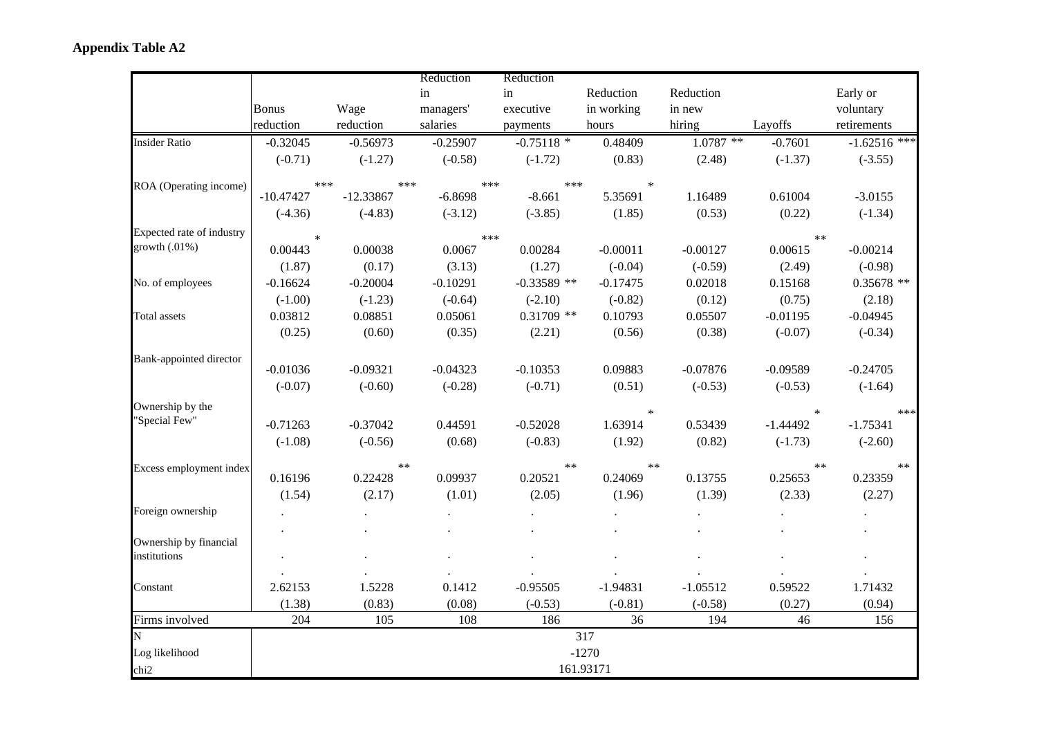**Appendix Table A2**

| | Bonus reduction | Wage reduction | Reduction in managers' salaries | Reduction in executive payments | Reduction in working hours | Reduction in new hiring | Layoffs | Early or voluntary retirements |
|---|---|---|---|---|---|---|---|---|
| Insider Ratio | -0.32045 | -0.56973 | -0.25907 | -0.75118 * | 0.48409 | 1.0787 ** | -0.7601 | -1.62516 *** |
| | (-0.71) | (-1.27) | (-0.58) | (-1.72) | (0.83) | (2.48) | (-1.37) | (-3.55) |
| ROA (Operating income) | -10.47427 *** | -12.33867 *** | -6.8698 *** | -8.661 *** | 5.35691 * | 1.16489 | 0.61004 | -3.0155 |
| | (-4.36) | (-4.83) | (-3.12) | (-3.85) | (1.85) | (0.53) | (0.22) | (-1.34) |
| Expected rate of industry growth (.01%) | 0.00443 * | 0.00038 | 0.0067 *** | 0.00284 | -0.00011 | -0.00127 | 0.00615 ** | -0.00214 |
| | (1.87) | (0.17) | (3.13) | (1.27) | (-0.04) | (-0.59) | (2.49) | (-0.98) |
| No. of employees | -0.16624 | -0.20004 | -0.10291 | -0.33589 ** | -0.17475 | 0.02018 | 0.15168 | 0.35678 ** |
| | (-1.00) | (-1.23) | (-0.64) | (-2.10) | (-0.82) | (0.12) | (0.75) | (2.18) |
| Total assets | 0.03812 | 0.08851 | 0.05061 | 0.31709 ** | 0.10793 | 0.05507 | -0.01195 | -0.04945 |
| | (0.25) | (0.60) | (0.35) | (2.21) | (0.56) | (0.38) | (-0.07) | (-0.34) |
| Bank-appointed director | -0.01036 | -0.09321 | -0.04323 | -0.10353 | 0.09883 | -0.07876 | -0.09589 | -0.24705 |
| | (-0.07) | (-0.60) | (-0.28) | (-0.71) | (0.51) | (-0.53) | (-0.53) | (-1.64) |
| Ownership by the "Special Few" | -0.71263 | -0.37042 | 0.44591 | -0.52028 | 1.63914 * | 0.53439 | -1.44492 * | -1.75341 *** |
| | (-1.08) | (-0.56) | (0.68) | (-0.83) | (1.92) | (0.82) | (-1.73) | (-2.60) |
| Excess employment index | 0.16196 | 0.22428 ** | 0.09937 | 0.20521 ** | 0.24069 ** | 0.13755 | 0.25653 ** | 0.23359 ** |
| | (1.54) | (2.17) | (1.01) | (2.05) | (1.96) | (1.39) | (2.33) | (2.27) |
| Foreign ownership | . | . | . | . | . | . | . | . |
| | . | . | . | . | . | . | . | . |
| Ownership by financial institutions | . | . | . | . | . | . | . | . |
| | . | . | . | . | . | . | . | . |
| Constant | 2.62153 | 1.5228 | 0.1412 | -0.95505 | -1.94831 | -1.05512 | 0.59522 | 1.71432 |
| | (1.38) | (0.83) | (0.08) | (-0.53) | (-0.81) | (-0.58) | (0.27) | (0.94) |
| Firms involved | 204 | 105 | 108 | 186 | 36 | 194 | 46 | 156 |
| N | 317 | | | | | | | |
| Log likelihood | -1270 | | | | | | | |
| chi2 | 161.93171 | | | | | | | |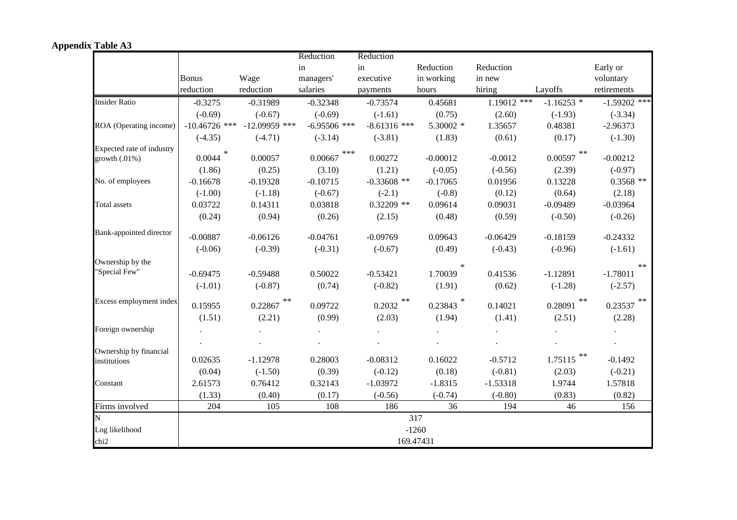**Appendix Table A3**

| | Bonus reduction | Wage reduction | Reduction in managers' salaries | Reduction in executive payments | Reduction in working hours | Reduction in new hiring | Layoffs | Early or voluntary retirements |
|---|---|---|---|---|---|---|---|---|
| Insider Ratio | -0.3275 | -0.31989 | -0.32348 | -0.73574 | 0.45681 | 1.19012 *** | -1.16253 * | -1.59202 *** |
| | (-0.69) | (-0.67) | (-0.69) | (-1.61) | (0.75) | (2.60) | (-1.93) | (-3.34) |
| ROA (Operating income) | -10.46726 *** | -12.09959 *** | -6.95506 *** | -8.61316 *** | 5.30002 * | 1.35657 | 0.48381 | -2.96373 |
| | (-4.35) | (-4.71) | (-3.14) | (-3.81) | (1.83) | (0.61) | (0.17) | (-1.30) |
| Expected rate of industry growth (.01%) | 0.0044 * | 0.00057 | 0.00667 *** | 0.00272 | -0.00012 | -0.0012 | 0.00597 ** | -0.00212 |
| | (1.86) | (0.25) | (3.10) | (1.21) | (-0.05) | (-0.56) | (2.39) | (-0.97) |
| No. of employees | -0.16678 | -0.19328 | -0.10715 | -0.33608 ** | -0.17065 | 0.01956 | 0.13228 | 0.3568 ** |
| | (-1.00) | (-1.18) | (-0.67) | (-2.1) | (-0.8) | (0.12) | (0.64) | (2.18) |
| Total assets | 0.03722 | 0.14311 | 0.03818 | 0.32209 ** | 0.09614 | 0.09031 | -0.09489 | -0.03964 |
| | (0.24) | (0.94) | (0.26) | (2.15) | (0.48) | (0.59) | (-0.50) | (-0.26) |
| Bank-appointed director | -0.00887 | -0.06126 | -0.04761 | -0.09769 | 0.09643 | -0.06429 | -0.18159 | -0.24332 |
| | (-0.06) | (-0.39) | (-0.31) | (-0.67) | (0.49) | (-0.43) | (-0.96) | (-1.61) |
| Ownership by the "Special Few" | -0.69475 | -0.59488 | 0.50022 | -0.53421 | 1.70039 * | 0.41536 | -1.12891 | -1.78011 ** |
| | (-1.01) | (-0.87) | (0.74) | (-0.82) | (1.91) | (0.62) | (-1.28) | (-2.57) |
| Excess employment index | 0.15955 | 0.22867 ** | 0.09722 | 0.2032 ** | 0.23843 * | 0.14021 | 0.28091 ** | 0.23537 ** |
| | (1.51) | (2.21) | (0.99) | (2.03) | (1.94) | (1.41) | (2.51) | (2.28) |
| Foreign ownership | . | . | . | . | . | . | . | . |
| | . | . | . | . | . | . | . | . |
| Ownership by financial institutions | 0.02635 | -1.12978 | 0.28003 | -0.08312 | 0.16022 | -0.5712 | 1.75115 ** | -0.1492 |
| | (0.04) | (-1.50) | (0.39) | (-0.12) | (0.18) | (-0.81) | (2.03) | (-0.21) |
| Constant | 2.61573 | 0.76412 | 0.32143 | -1.03972 | -1.8315 | -1.53318 | 1.9744 | 1.57818 |
| | (1.33) | (0.40) | (0.17) | (-0.56) | (-0.74) | (-0.80) | (0.83) | (0.82) |
| Firms involved | 204 | 105 | 108 | 186 | 36 | 194 | 46 | 156 |
| N | 317 | | | | | | | |
| Log likelihood | -1260 | | | | | | | |
| chi2 | 169.47431 | | | | | | | |